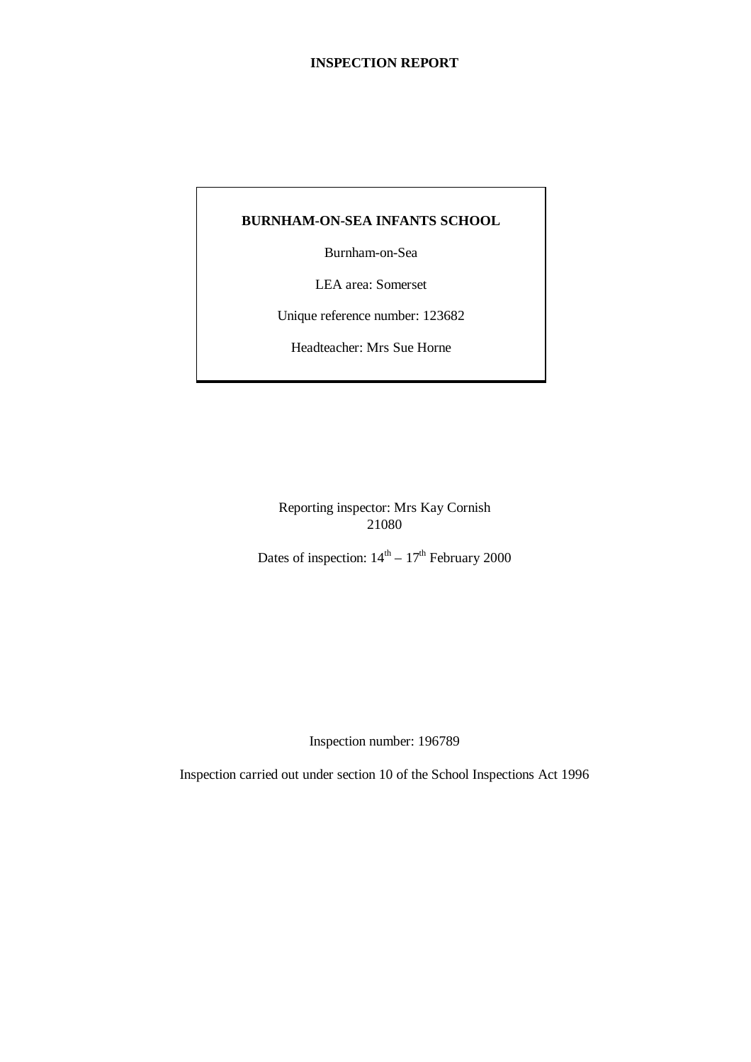**INSPECTION REPORT**

**BURNHAM-ON-SEA INFANTS SCHOOL**

Burnham-on-Sea

LEA area: Somerset

Unique reference number: 123682

Headteacher: Mrs Sue Horne

Reporting inspector: Mrs Kay Cornish
21080

Dates of inspection: 14th – 17th February 2000

Inspection number: 196789

Inspection carried out under section 10 of the School Inspections Act 1996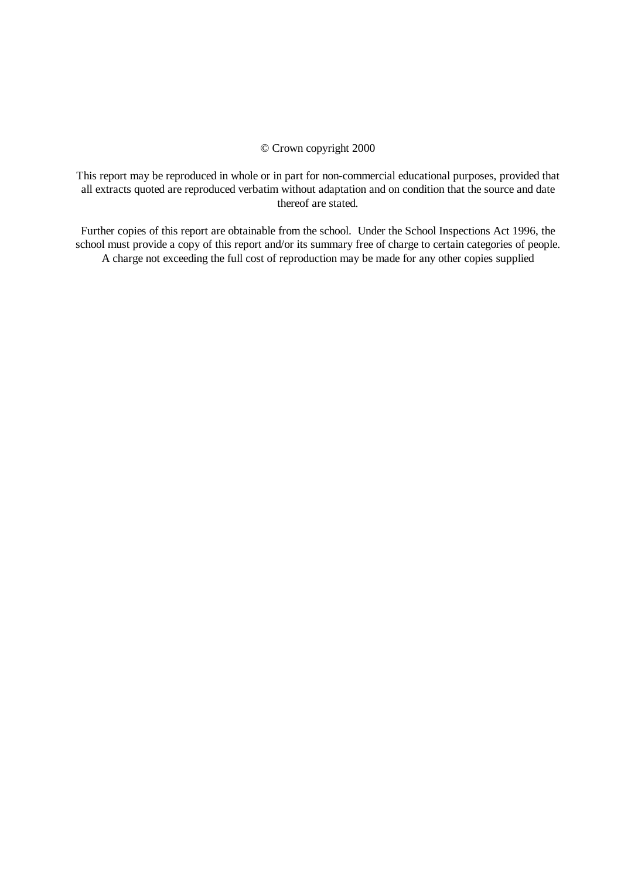© Crown copyright 2000

This report may be reproduced in whole or in part for non-commercial educational purposes, provided that all extracts quoted are reproduced verbatim without adaptation and on condition that the source and date thereof are stated.

Further copies of this report are obtainable from the school. Under the School Inspections Act 1996, the school must provide a copy of this report and/or its summary free of charge to certain categories of people. A charge not exceeding the full cost of reproduction may be made for any other copies supplied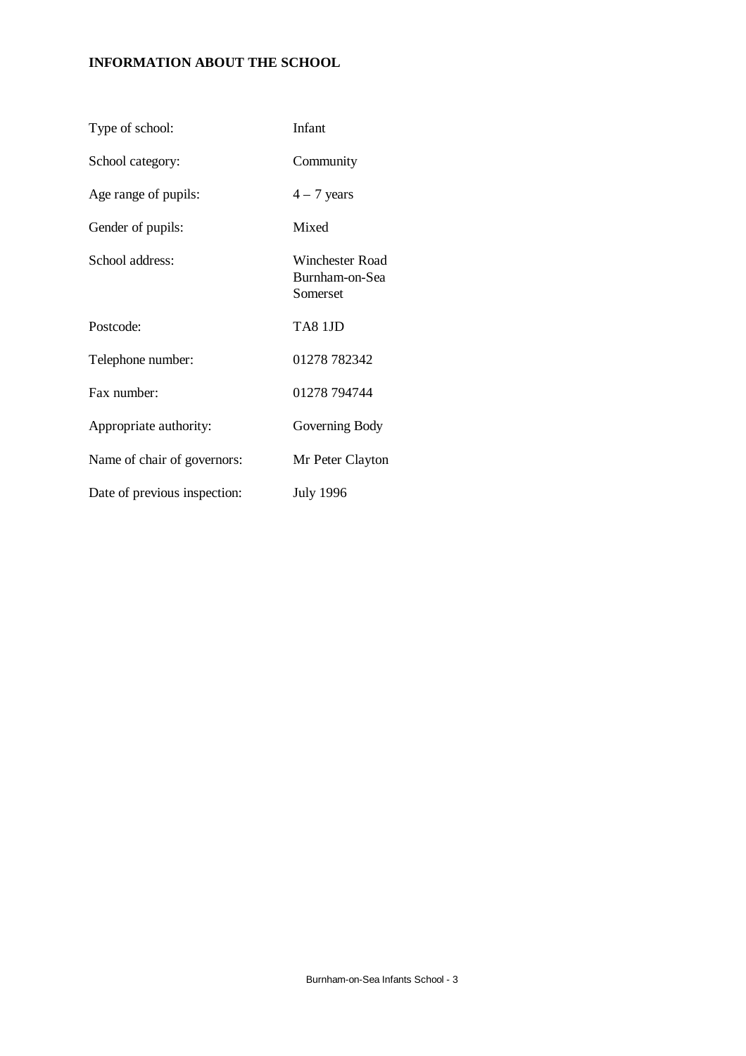## INFORMATION ABOUT THE SCHOOL

| | |
|---|---|
| Type of school: | Infant |
| School category: | Community |
| Age range of pupils: | 4 – 7 years |
| Gender of pupils: | Mixed |
| School address: | Winchester Road<br>Burnham-on-Sea<br>Somerset |
| Postcode: | TA8 1JD |
| Telephone number: | 01278 782342 |
| Fax number: | 01278 794744 |
| Appropriate authority: | Governing Body |
| Name of chair of governors: | Mr Peter Clayton |
| Date of previous inspection: | July 1996 |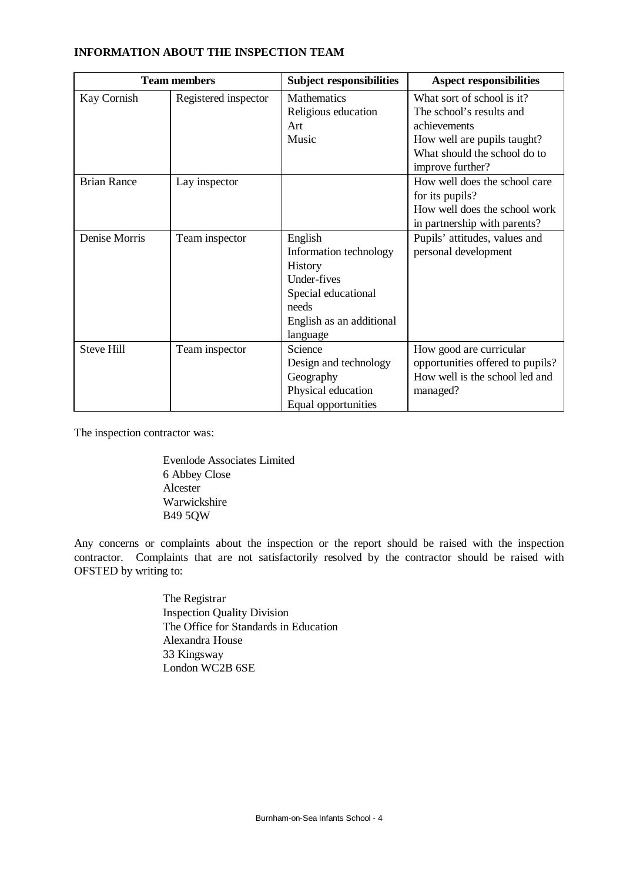**INFORMATION ABOUT THE INSPECTION TEAM**

| Team members | | Subject responsibilities | Aspect responsibilities |
|---|---|---|---|
| Kay Cornish | Registered inspector | Mathematics<br>Religious education<br>Art<br>Music | What sort of school is it?<br>The school's results and achievements<br>How well are pupils taught?<br>What should the school do to improve further? |
| Brian Rance | Lay inspector | | How well does the school care for its pupils?<br>How well does the school work in partnership with parents? |
| Denise Morris | Team inspector | English<br>Information technology<br>History<br>Under-fives<br>Special educational needs<br>English as an additional language | Pupils' attitudes, values and personal development |
| Steve Hill | Team inspector | Science<br>Design and technology<br>Geography<br>Physical education<br>Equal opportunities | How good are curricular opportunities offered to pupils?<br>How well is the school led and managed? |

The inspection contractor was:

Evenlode Associates Limited
6 Abbey Close
Alcester
Warwickshire
B49 5QW

Any concerns or complaints about the inspection or the report should be raised with the inspection contractor. Complaints that are not satisfactorily resolved by the contractor should be raised with OFSTED by writing to:

The Registrar
Inspection Quality Division
The Office for Standards in Education
Alexandra House
33 Kingsway
London WC2B 6SE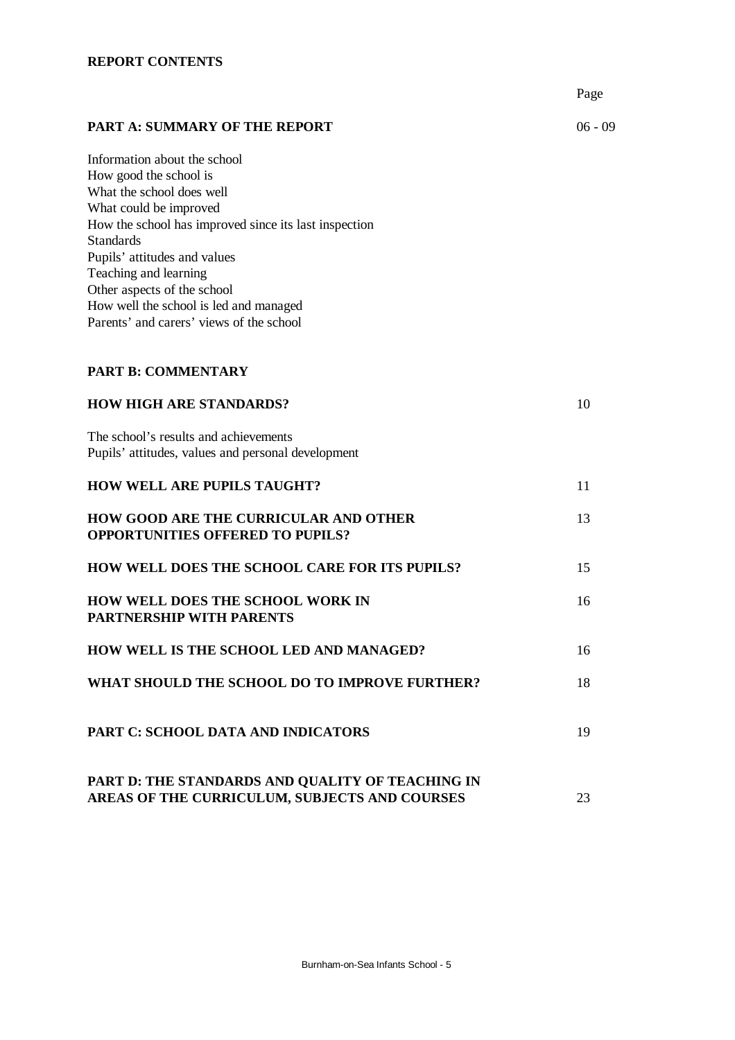**REPORT CONTENTS**

| | Page |
|---|---|
| **PART A: SUMMARY OF THE REPORT** | 06 - 09 |
| Information about the school<br>How good the school is<br>What the school does well<br>What could be improved<br>How the school has improved since its last inspection<br>Standards<br>Pupils' attitudes and values<br>Teaching and learning<br>Other aspects of the school<br>How well the school is led and managed<br>Parents' and carers' views of the school | |
| **PART B: COMMENTARY** | |
| **HOW HIGH ARE STANDARDS?** | 10 |
| The school's results and achievements<br>Pupils' attitudes, values and personal development | |
| **HOW WELL ARE PUPILS TAUGHT?** | 11 |
| **HOW GOOD ARE THE CURRICULAR AND OTHER OPPORTUNITIES OFFERED TO PUPILS?** | 13 |
| **HOW WELL DOES THE SCHOOL CARE FOR ITS PUPILS?** | 15 |
| **HOW WELL DOES THE SCHOOL WORK IN PARTNERSHIP WITH PARENTS** | 16 |
| **HOW WELL IS THE SCHOOL LED AND MANAGED?** | 16 |
| **WHAT SHOULD THE SCHOOL DO TO IMPROVE FURTHER?** | 18 |
| **PART C: SCHOOL DATA AND INDICATORS** | 19 |
| **PART D: THE STANDARDS AND QUALITY OF TEACHING IN AREAS OF THE CURRICULUM, SUBJECTS AND COURSES** | 23 |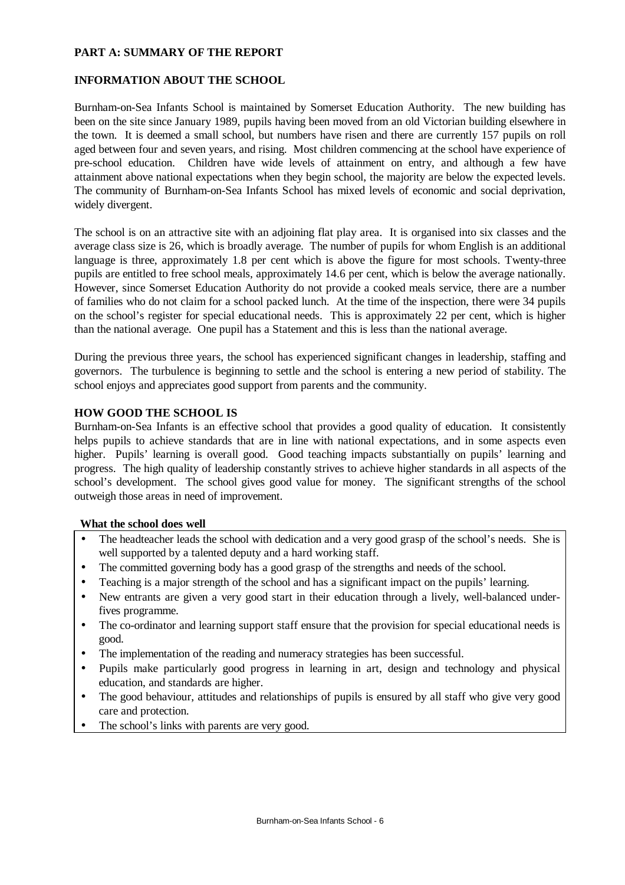## PART A: SUMMARY OF THE REPORT

### INFORMATION ABOUT THE SCHOOL

Burnham-on-Sea Infants School is maintained by Somerset Education Authority. The new building has been on the site since January 1989, pupils having been moved from an old Victorian building elsewhere in the town. It is deemed a small school, but numbers have risen and there are currently 157 pupils on roll aged between four and seven years, and rising. Most children commencing at the school have experience of pre-school education. Children have wide levels of attainment on entry, and although a few have attainment above national expectations when they begin school, the majority are below the expected levels. The community of Burnham-on-Sea Infants School has mixed levels of economic and social deprivation, widely divergent.

The school is on an attractive site with an adjoining flat play area. It is organised into six classes and the average class size is 26, which is broadly average. The number of pupils for whom English is an additional language is three, approximately 1.8 per cent which is above the figure for most schools. Twenty-three pupils are entitled to free school meals, approximately 14.6 per cent, which is below the average nationally. However, since Somerset Education Authority do not provide a cooked meals service, there are a number of families who do not claim for a school packed lunch. At the time of the inspection, there were 34 pupils on the school's register for special educational needs. This is approximately 22 per cent, which is higher than the national average. One pupil has a Statement and this is less than the national average.

During the previous three years, the school has experienced significant changes in leadership, staffing and governors. The turbulence is beginning to settle and the school is entering a new period of stability. The school enjoys and appreciates good support from parents and the community.

### HOW GOOD THE SCHOOL IS

Burnham-on-Sea Infants is an effective school that provides a good quality of education. It consistently helps pupils to achieve standards that are in line with national expectations, and in some aspects even higher. Pupils' learning is overall good. Good teaching impacts substantially on pupils' learning and progress. The high quality of leadership constantly strives to achieve higher standards in all aspects of the school's development. The school gives good value for money. The significant strengths of the school outweigh those areas in need of improvement.

**What the school does well**

- The headteacher leads the school with dedication and a very good grasp of the school's needs. She is well supported by a talented deputy and a hard working staff.
- The committed governing body has a good grasp of the strengths and needs of the school.
- Teaching is a major strength of the school and has a significant impact on the pupils' learning.
- New entrants are given a very good start in their education through a lively, well-balanced under-fives programme.
- The co-ordinator and learning support staff ensure that the provision for special educational needs is good.
- The implementation of the reading and numeracy strategies has been successful.
- Pupils make particularly good progress in learning in art, design and technology and physical education, and standards are higher.
- The good behaviour, attitudes and relationships of pupils is ensured by all staff who give very good care and protection.
- The school's links with parents are very good.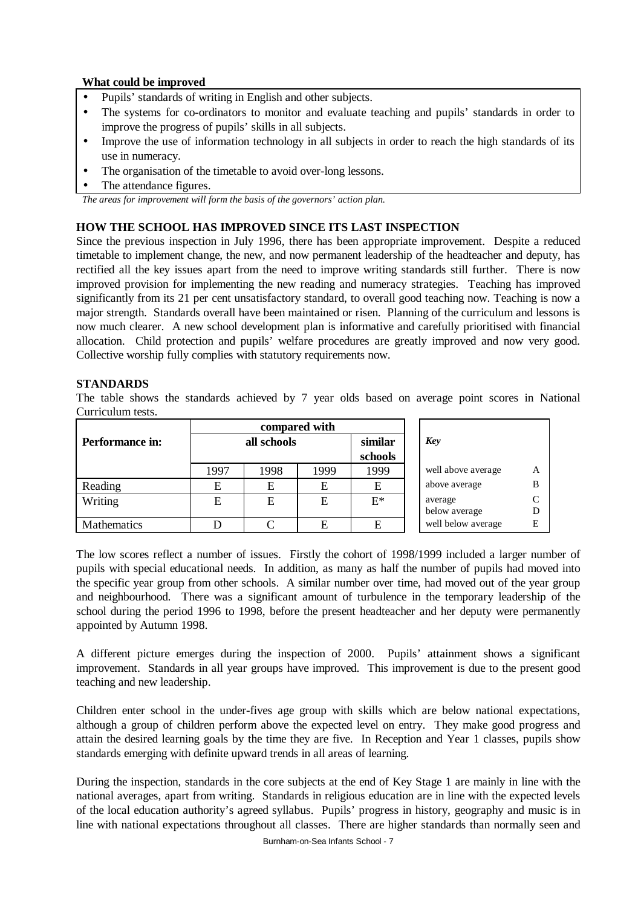**What could be improved**

- Pupils' standards of writing in English and other subjects.
- The systems for co-ordinators to monitor and evaluate teaching and pupils' standards in order to improve the progress of pupils' skills in all subjects.
- Improve the use of information technology in all subjects in order to reach the high standards of its use in numeracy.
- The organisation of the timetable to avoid over-long lessons.
- The attendance figures.

*The areas for improvement will form the basis of the governors' action plan.*

## HOW THE SCHOOL HAS IMPROVED SINCE ITS LAST INSPECTION

Since the previous inspection in July 1996, there has been appropriate improvement. Despite a reduced timetable to implement change, the new, and now permanent leadership of the headteacher and deputy, has rectified all the key issues apart from the need to improve writing standards still further. There is now improved provision for implementing the new reading and numeracy strategies. Teaching has improved significantly from its 21 per cent unsatisfactory standard, to overall good teaching now. Teaching is now a major strength. Standards overall have been maintained or risen. Planning of the curriculum and lessons is now much clearer. A new school development plan is informative and carefully prioritised with financial allocation. Child protection and pupils' welfare procedures are greatly improved and now very good. Collective worship fully complies with statutory requirements now.

## STANDARDS

The table shows the standards achieved by 7 year olds based on average point scores in National Curriculum tests.

| | compared with | | | |
|---|---|---|---|---|
| **Performance in:** | **all schools** | | | **similar schools** |
| | 1997 | 1998 | 1999 | 1999 |
| Reading | E | E | E | E |
| Writing | E | E | E | E* |
| Mathematics | D | C | E | E |

| *Key* | |
|---|---|
| well above average | A |
| above average | B |
| average | C |
| below average | D |
| well below average | E |

The low scores reflect a number of issues. Firstly the cohort of 1998/1999 included a larger number of pupils with special educational needs. In addition, as many as half the number of pupils had moved into the specific year group from other schools. A similar number over time, had moved out of the year group and neighbourhood. There was a significant amount of turbulence in the temporary leadership of the school during the period 1996 to 1998, before the present headteacher and her deputy were permanently appointed by Autumn 1998.

A different picture emerges during the inspection of 2000. Pupils' attainment shows a significant improvement. Standards in all year groups have improved. This improvement is due to the present good teaching and new leadership.

Children enter school in the under-fives age group with skills which are below national expectations, although a group of children perform above the expected level on entry. They make good progress and attain the desired learning goals by the time they are five. In Reception and Year 1 classes, pupils show standards emerging with definite upward trends in all areas of learning.

During the inspection, standards in the core subjects at the end of Key Stage 1 are mainly in line with the national averages, apart from writing. Standards in religious education are in line with the expected levels of the local education authority's agreed syllabus. Pupils' progress in history, geography and music is in line with national expectations throughout all classes. There are higher standards than normally seen and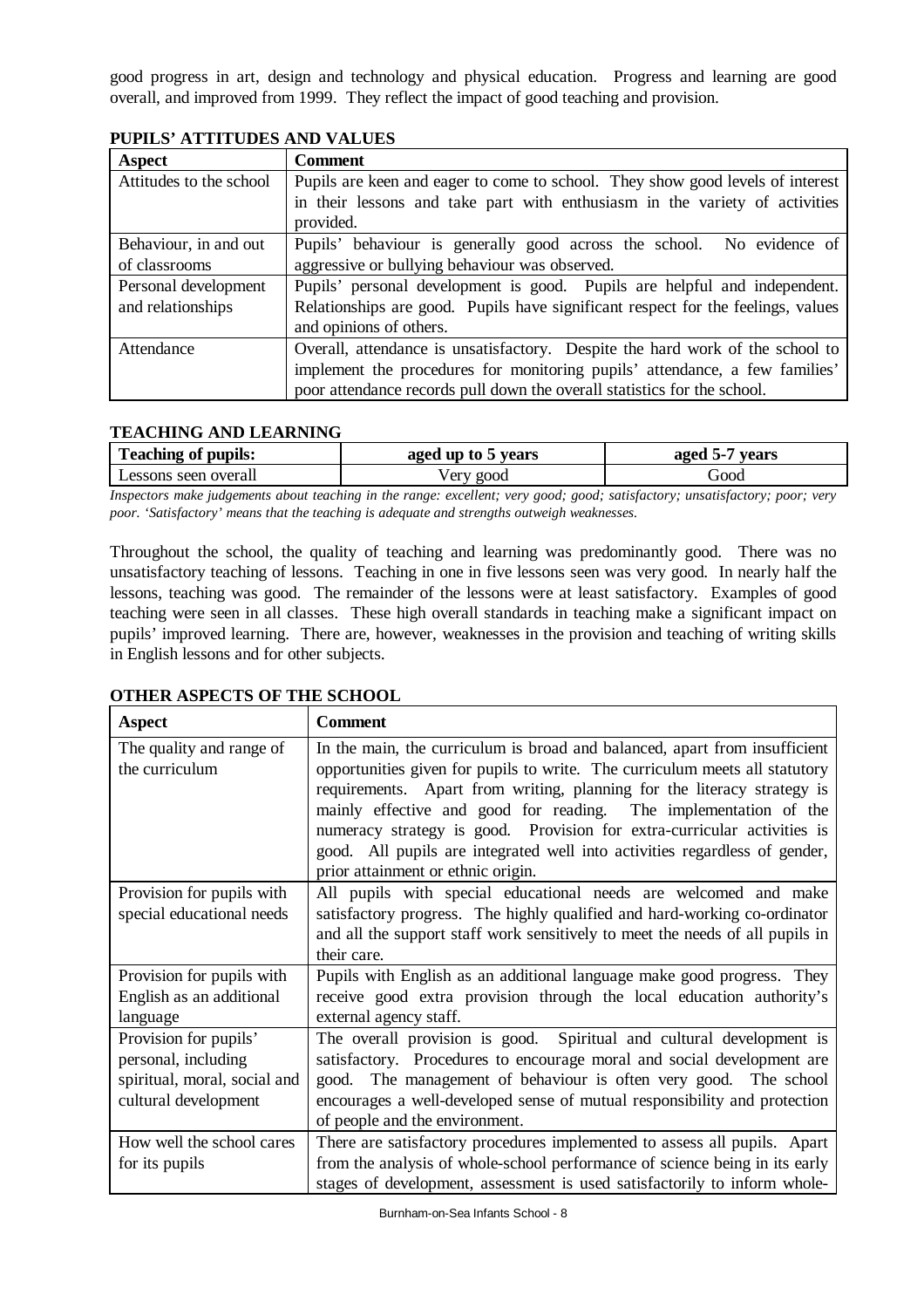good progress in art, design and technology and physical education. Progress and learning are good overall, and improved from 1999. They reflect the impact of good teaching and provision.

**PUPILS' ATTITUDES AND VALUES**

| Aspect | Comment |
|---|---|
| Attitudes to the school | Pupils are keen and eager to come to school. They show good levels of interest in their lessons and take part with enthusiasm in the variety of activities provided. |
| Behaviour, in and out of classrooms | Pupils' behaviour is generally good across the school. No evidence of aggressive or bullying behaviour was observed. |
| Personal development and relationships | Pupils' personal development is good. Pupils are helpful and independent. Relationships are good. Pupils have significant respect for the feelings, values and opinions of others. |
| Attendance | Overall, attendance is unsatisfactory. Despite the hard work of the school to implement the procedures for monitoring pupils' attendance, a few families' poor attendance records pull down the overall statistics for the school. |

**TEACHING AND LEARNING**

| Teaching of pupils: | aged up to 5 years | aged 5-7 years |
|---|---|---|
| Lessons seen overall | Very good | Good |

*Inspectors make judgements about teaching in the range: excellent; very good; good; satisfactory; unsatisfactory; poor; very poor. 'Satisfactory' means that the teaching is adequate and strengths outweigh weaknesses.*

Throughout the school, the quality of teaching and learning was predominantly good. There was no unsatisfactory teaching of lessons. Teaching in one in five lessons seen was very good. In nearly half the lessons, teaching was good. The remainder of the lessons were at least satisfactory. Examples of good teaching were seen in all classes. These high overall standards in teaching make a significant impact on pupils' improved learning. There are, however, weaknesses in the provision and teaching of writing skills in English lessons and for other subjects.

**OTHER ASPECTS OF THE SCHOOL**

| Aspect | Comment |
|---|---|
| The quality and range of the curriculum | In the main, the curriculum is broad and balanced, apart from insufficient opportunities given for pupils to write. The curriculum meets all statutory requirements. Apart from writing, planning for the literacy strategy is mainly effective and good for reading. The implementation of the numeracy strategy is good. Provision for extra-curricular activities is good. All pupils are integrated well into activities regardless of gender, prior attainment or ethnic origin. |
| Provision for pupils with special educational needs | All pupils with special educational needs are welcomed and make satisfactory progress. The highly qualified and hard-working co-ordinator and all the support staff work sensitively to meet the needs of all pupils in their care. |
| Provision for pupils with English as an additional language | Pupils with English as an additional language make good progress. They receive good extra provision through the local education authority's external agency staff. |
| Provision for pupils' personal, including spiritual, moral, social and cultural development | The overall provision is good. Spiritual and cultural development is satisfactory. Procedures to encourage moral and social development are good. The management of behaviour is often very good. The school encourages a well-developed sense of mutual responsibility and protection of people and the environment. |
| How well the school cares for its pupils | There are satisfactory procedures implemented to assess all pupils. Apart from the analysis of whole-school performance of science being in its early stages of development, assessment is used satisfactorily to inform whole- |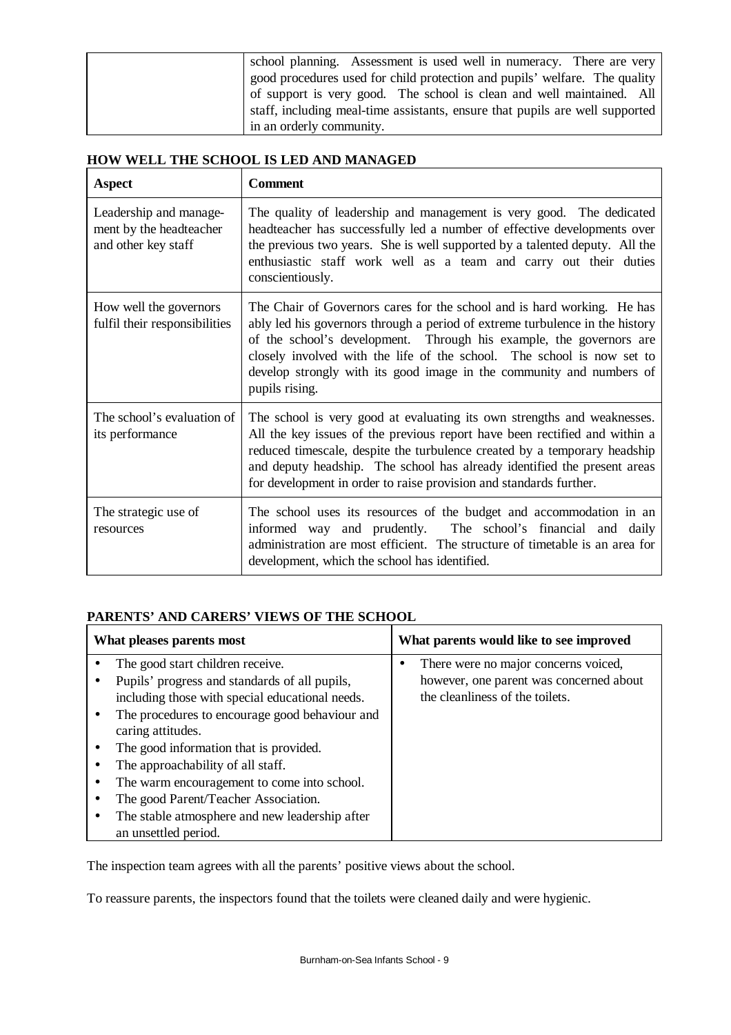| | |
|---|---|
| | school planning. Assessment is used well in numeracy. There are very good procedures used for child protection and pupils' welfare. The quality of support is very good. The school is clean and well maintained. All staff, including meal-time assistants, ensure that pupils are well supported in an orderly community. |

**HOW WELL THE SCHOOL IS LED AND MANAGED**

| Aspect | Comment |
|---|---|
| Leadership and management by the headteacher and other key staff | The quality of leadership and management is very good. The dedicated headteacher has successfully led a number of effective developments over the previous two years. She is well supported by a talented deputy. All the enthusiastic staff work well as a team and carry out their duties conscientiously. |
| How well the governors fulfil their responsibilities | The Chair of Governors cares for the school and is hard working. He has ably led his governors through a period of extreme turbulence in the history of the school's development. Through his example, the governors are closely involved with the life of the school. The school is now set to develop strongly with its good image in the community and numbers of pupils rising. |
| The school's evaluation of its performance | The school is very good at evaluating its own strengths and weaknesses. All the key issues of the previous report have been rectified and within a reduced timescale, despite the turbulence created by a temporary headship and deputy headship. The school has already identified the present areas for development in order to raise provision and standards further. |
| The strategic use of resources | The school uses its resources of the budget and accommodation in an informed way and prudently. The school's financial and daily administration are most efficient. The structure of timetable is an area for development, which the school has identified. |

**PARENTS' AND CARERS' VIEWS OF THE SCHOOL**

| What pleases parents most | What parents would like to see improved |
|---|---|
| • The good start children receive.<br>• Pupils' progress and standards of all pupils, including those with special educational needs.<br>• The procedures to encourage good behaviour and caring attitudes.<br>• The good information that is provided.<br>• The approachability of all staff.<br>• The warm encouragement to come into school.<br>• The good Parent/Teacher Association.<br>• The stable atmosphere and new leadership after an unsettled period. | • There were no major concerns voiced, however, one parent was concerned about the cleanliness of the toilets. |

The inspection team agrees with all the parents' positive views about the school.

To reassure parents, the inspectors found that the toilets were cleaned daily and were hygienic.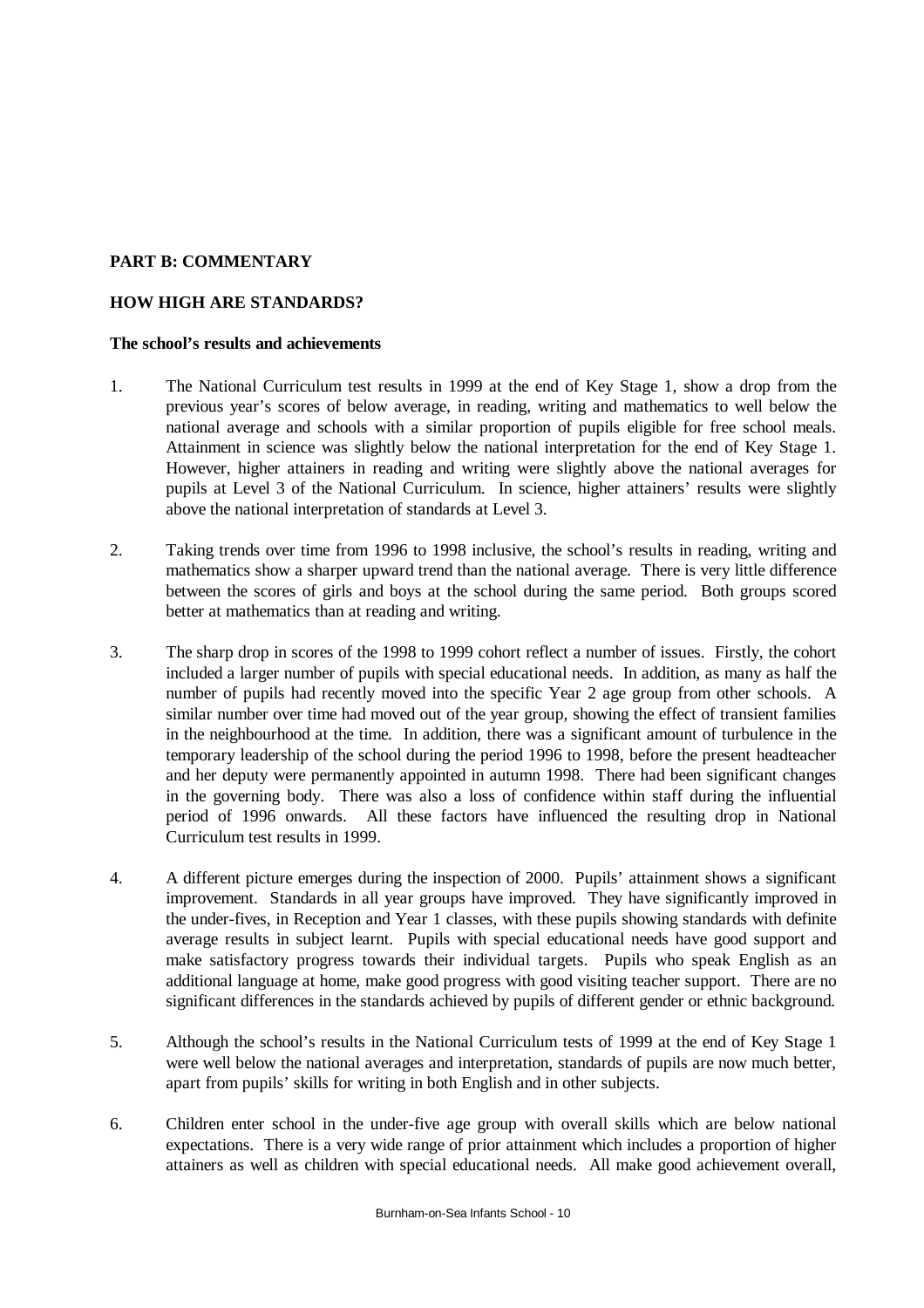## PART B: COMMENTARY

### HOW HIGH ARE STANDARDS?

**The school's results and achievements**

1. The National Curriculum test results in 1999 at the end of Key Stage 1, show a drop from the previous year's scores of below average, in reading, writing and mathematics to well below the national average and schools with a similar proportion of pupils eligible for free school meals. Attainment in science was slightly below the national interpretation for the end of Key Stage 1. However, higher attainers in reading and writing were slightly above the national averages for pupils at Level 3 of the National Curriculum. In science, higher attainers' results were slightly above the national interpretation of standards at Level 3.

2. Taking trends over time from 1996 to 1998 inclusive, the school's results in reading, writing and mathematics show a sharper upward trend than the national average. There is very little difference between the scores of girls and boys at the school during the same period. Both groups scored better at mathematics than at reading and writing.

3. The sharp drop in scores of the 1998 to 1999 cohort reflect a number of issues. Firstly, the cohort included a larger number of pupils with special educational needs. In addition, as many as half the number of pupils had recently moved into the specific Year 2 age group from other schools. A similar number over time had moved out of the year group, showing the effect of transient families in the neighbourhood at the time. In addition, there was a significant amount of turbulence in the temporary leadership of the school during the period 1996 to 1998, before the present headteacher and her deputy were permanently appointed in autumn 1998. There had been significant changes in the governing body. There was also a loss of confidence within staff during the influential period of 1996 onwards. All these factors have influenced the resulting drop in National Curriculum test results in 1999.

4. A different picture emerges during the inspection of 2000. Pupils' attainment shows a significant improvement. Standards in all year groups have improved. They have significantly improved in the under-fives, in Reception and Year 1 classes, with these pupils showing standards with definite average results in subject learnt. Pupils with special educational needs have good support and make satisfactory progress towards their individual targets. Pupils who speak English as an additional language at home, make good progress with good visiting teacher support. There are no significant differences in the standards achieved by pupils of different gender or ethnic background.

5. Although the school's results in the National Curriculum tests of 1999 at the end of Key Stage 1 were well below the national averages and interpretation, standards of pupils are now much better, apart from pupils' skills for writing in both English and in other subjects.

6. Children enter school in the under-five age group with overall skills which are below national expectations. There is a very wide range of prior attainment which includes a proportion of higher attainers as well as children with special educational needs. All make good achievement overall,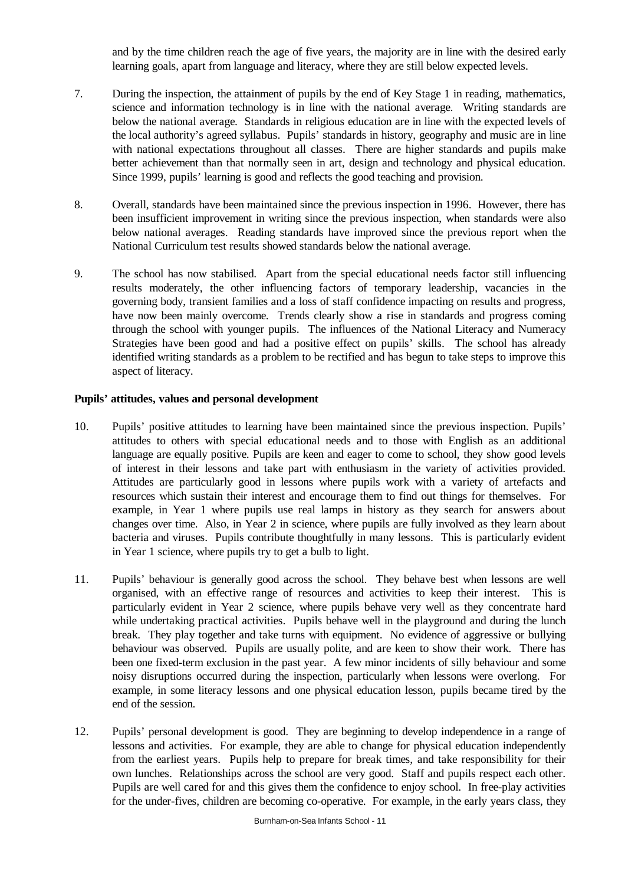and by the time children reach the age of five years, the majority are in line with the desired early learning goals, apart from language and literacy, where they are still below expected levels.

7. During the inspection, the attainment of pupils by the end of Key Stage 1 in reading, mathematics, science and information technology is in line with the national average. Writing standards are below the national average. Standards in religious education are in line with the expected levels of the local authority's agreed syllabus. Pupils' standards in history, geography and music are in line with national expectations throughout all classes. There are higher standards and pupils make better achievement than that normally seen in art, design and technology and physical education. Since 1999, pupils' learning is good and reflects the good teaching and provision.

8. Overall, standards have been maintained since the previous inspection in 1996. However, there has been insufficient improvement in writing since the previous inspection, when standards were also below national averages. Reading standards have improved since the previous report when the National Curriculum test results showed standards below the national average.

9. The school has now stabilised. Apart from the special educational needs factor still influencing results moderately, the other influencing factors of temporary leadership, vacancies in the governing body, transient families and a loss of staff confidence impacting on results and progress, have now been mainly overcome. Trends clearly show a rise in standards and progress coming through the school with younger pupils. The influences of the National Literacy and Numeracy Strategies have been good and had a positive effect on pupils' skills. The school has already identified writing standards as a problem to be rectified and has begun to take steps to improve this aspect of literacy.

**Pupils' attitudes, values and personal development**

10. Pupils' positive attitudes to learning have been maintained since the previous inspection. Pupils' attitudes to others with special educational needs and to those with English as an additional language are equally positive. Pupils are keen and eager to come to school, they show good levels of interest in their lessons and take part with enthusiasm in the variety of activities provided. Attitudes are particularly good in lessons where pupils work with a variety of artefacts and resources which sustain their interest and encourage them to find out things for themselves. For example, in Year 1 where pupils use real lamps in history as they search for answers about changes over time. Also, in Year 2 in science, where pupils are fully involved as they learn about bacteria and viruses. Pupils contribute thoughtfully in many lessons. This is particularly evident in Year 1 science, where pupils try to get a bulb to light.

11. Pupils' behaviour is generally good across the school. They behave best when lessons are well organised, with an effective range of resources and activities to keep their interest. This is particularly evident in Year 2 science, where pupils behave very well as they concentrate hard while undertaking practical activities. Pupils behave well in the playground and during the lunch break. They play together and take turns with equipment. No evidence of aggressive or bullying behaviour was observed. Pupils are usually polite, and are keen to show their work. There has been one fixed-term exclusion in the past year. A few minor incidents of silly behaviour and some noisy disruptions occurred during the inspection, particularly when lessons were overlong. For example, in some literacy lessons and one physical education lesson, pupils became tired by the end of the session.

12. Pupils' personal development is good. They are beginning to develop independence in a range of lessons and activities. For example, they are able to change for physical education independently from the earliest years. Pupils help to prepare for break times, and take responsibility for their own lunches. Relationships across the school are very good. Staff and pupils respect each other. Pupils are well cared for and this gives them the confidence to enjoy school. In free-play activities for the under-fives, children are becoming co-operative. For example, in the early years class, they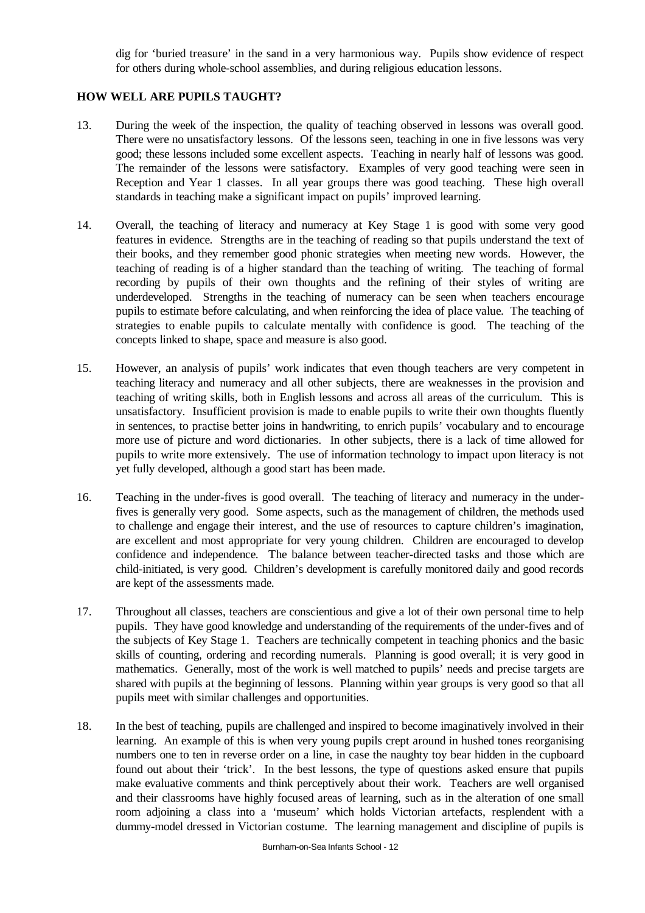dig for 'buried treasure' in the sand in a very harmonious way. Pupils show evidence of respect for others during whole-school assemblies, and during religious education lessons.

### HOW WELL ARE PUPILS TAUGHT?

13. During the week of the inspection, the quality of teaching observed in lessons was overall good. There were no unsatisfactory lessons. Of the lessons seen, teaching in one in five lessons was very good; these lessons included some excellent aspects. Teaching in nearly half of lessons was good. The remainder of the lessons were satisfactory. Examples of very good teaching were seen in Reception and Year 1 classes. In all year groups there was good teaching. These high overall standards in teaching make a significant impact on pupils' improved learning.

14. Overall, the teaching of literacy and numeracy at Key Stage 1 is good with some very good features in evidence. Strengths are in the teaching of reading so that pupils understand the text of their books, and they remember good phonic strategies when meeting new words. However, the teaching of reading is of a higher standard than the teaching of writing. The teaching of formal recording by pupils of their own thoughts and the refining of their styles of writing are underdeveloped. Strengths in the teaching of numeracy can be seen when teachers encourage pupils to estimate before calculating, and when reinforcing the idea of place value. The teaching of strategies to enable pupils to calculate mentally with confidence is good. The teaching of the concepts linked to shape, space and measure is also good.

15. However, an analysis of pupils' work indicates that even though teachers are very competent in teaching literacy and numeracy and all other subjects, there are weaknesses in the provision and teaching of writing skills, both in English lessons and across all areas of the curriculum. This is unsatisfactory. Insufficient provision is made to enable pupils to write their own thoughts fluently in sentences, to practise better joins in handwriting, to enrich pupils' vocabulary and to encourage more use of picture and word dictionaries. In other subjects, there is a lack of time allowed for pupils to write more extensively. The use of information technology to impact upon literacy is not yet fully developed, although a good start has been made.

16. Teaching in the under-fives is good overall. The teaching of literacy and numeracy in the under-fives is generally very good. Some aspects, such as the management of children, the methods used to challenge and engage their interest, and the use of resources to capture children's imagination, are excellent and most appropriate for very young children. Children are encouraged to develop confidence and independence. The balance between teacher-directed tasks and those which are child-initiated, is very good. Children's development is carefully monitored daily and good records are kept of the assessments made.

17. Throughout all classes, teachers are conscientious and give a lot of their own personal time to help pupils. They have good knowledge and understanding of the requirements of the under-fives and of the subjects of Key Stage 1. Teachers are technically competent in teaching phonics and the basic skills of counting, ordering and recording numerals. Planning is good overall; it is very good in mathematics. Generally, most of the work is well matched to pupils' needs and precise targets are shared with pupils at the beginning of lessons. Planning within year groups is very good so that all pupils meet with similar challenges and opportunities.

18. In the best of teaching, pupils are challenged and inspired to become imaginatively involved in their learning. An example of this is when very young pupils crept around in hushed tones reorganising numbers one to ten in reverse order on a line, in case the naughty toy bear hidden in the cupboard found out about their 'trick'. In the best lessons, the type of questions asked ensure that pupils make evaluative comments and think perceptively about their work. Teachers are well organised and their classrooms have highly focused areas of learning, such as in the alteration of one small room adjoining a class into a 'museum' which holds Victorian artefacts, resplendent with a dummy-model dressed in Victorian costume. The learning management and discipline of pupils is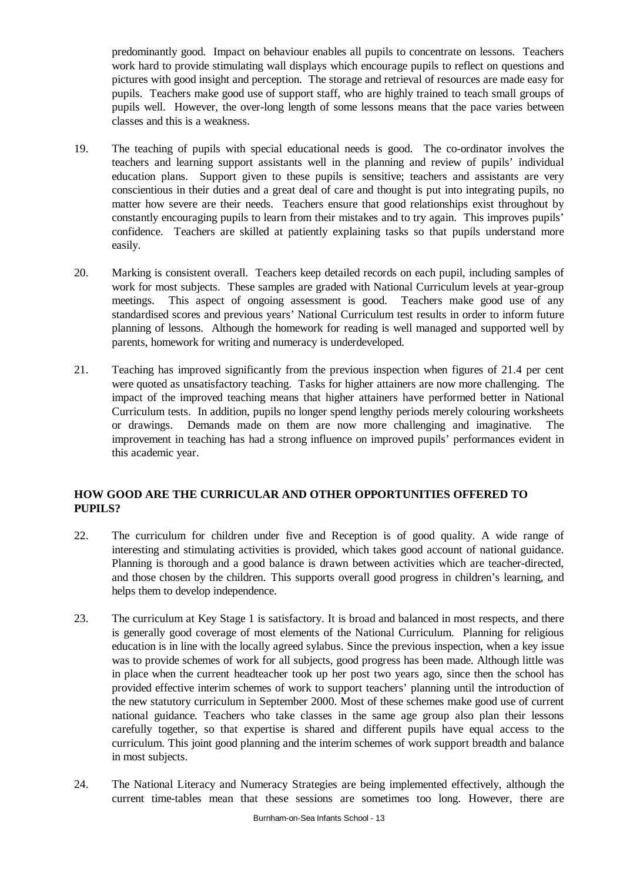predominantly good. Impact on behaviour enables all pupils to concentrate on lessons. Teachers work hard to provide stimulating wall displays which encourage pupils to reflect on questions and pictures with good insight and perception. The storage and retrieval of resources are made easy for pupils. Teachers make good use of support staff, who are highly trained to teach small groups of pupils well. However, the over-long length of some lessons means that the pace varies between classes and this is a weakness.

19. The teaching of pupils with special educational needs is good. The co-ordinator involves the teachers and learning support assistants well in the planning and review of pupils' individual education plans. Support given to these pupils is sensitive; teachers and assistants are very conscientious in their duties and a great deal of care and thought is put into integrating pupils, no matter how severe are their needs. Teachers ensure that good relationships exist throughout by constantly encouraging pupils to learn from their mistakes and to try again. This improves pupils' confidence. Teachers are skilled at patiently explaining tasks so that pupils understand more easily.

20. Marking is consistent overall. Teachers keep detailed records on each pupil, including samples of work for most subjects. These samples are graded with National Curriculum levels at year-group meetings. This aspect of ongoing assessment is good. Teachers make good use of any standardised scores and previous years' National Curriculum test results in order to inform future planning of lessons. Although the homework for reading is well managed and supported well by parents, homework for writing and numeracy is underdeveloped.

21. Teaching has improved significantly from the previous inspection when figures of 21.4 per cent were quoted as unsatisfactory teaching. Tasks for higher attainers are now more challenging. The impact of the improved teaching means that higher attainers have performed better in National Curriculum tests. In addition, pupils no longer spend lengthy periods merely colouring worksheets or drawings. Demands made on them are now more challenging and imaginative. The improvement in teaching has had a strong influence on improved pupils' performances evident in this academic year.

## HOW GOOD ARE THE CURRICULAR AND OTHER OPPORTUNITIES OFFERED TO PUPILS?

22. The curriculum for children under five and Reception is of good quality. A wide range of interesting and stimulating activities is provided, which takes good account of national guidance. Planning is thorough and a good balance is drawn between activities which are teacher-directed, and those chosen by the children. This supports overall good progress in children's learning, and helps them to develop independence.

23. The curriculum at Key Stage 1 is satisfactory. It is broad and balanced in most respects, and there is generally good coverage of most elements of the National Curriculum. Planning for religious education is in line with the locally agreed syllabus. Since the previous inspection, when a key issue was to provide schemes of work for all subjects, good progress has been made. Although little was in place when the current headteacher took up her post two years ago, since then the school has provided effective interim schemes of work to support teachers' planning until the introduction of the new statutory curriculum in September 2000. Most of these schemes make good use of current national guidance. Teachers who take classes in the same age group also plan their lessons carefully together, so that expertise is shared and different pupils have equal access to the curriculum. This joint good planning and the interim schemes of work support breadth and balance in most subjects.

24. The National Literacy and Numeracy Strategies are being implemented effectively, although the current time-tables mean that these sessions are sometimes too long. However, there are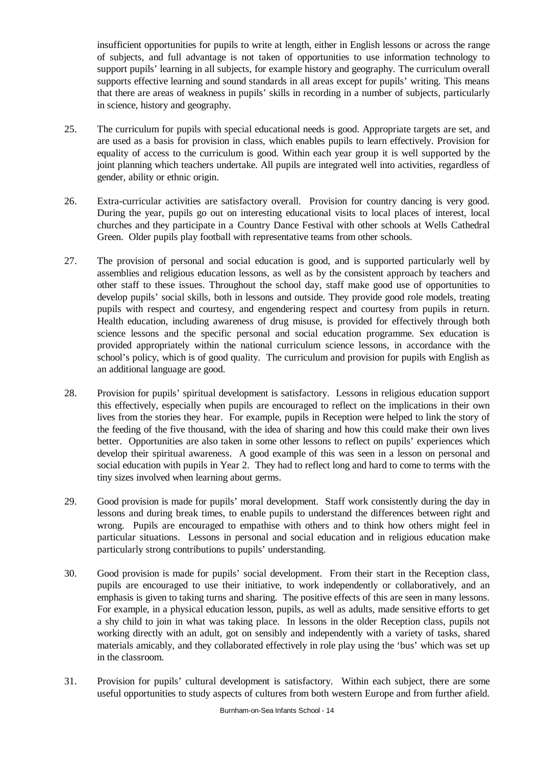insufficient opportunities for pupils to write at length, either in English lessons or across the range of subjects, and full advantage is not taken of opportunities to use information technology to support pupils' learning in all subjects, for example history and geography. The curriculum overall supports effective learning and sound standards in all areas except for pupils' writing. This means that there are areas of weakness in pupils' skills in recording in a number of subjects, particularly in science, history and geography.

25. The curriculum for pupils with special educational needs is good. Appropriate targets are set, and are used as a basis for provision in class, which enables pupils to learn effectively. Provision for equality of access to the curriculum is good. Within each year group it is well supported by the joint planning which teachers undertake. All pupils are integrated well into activities, regardless of gender, ability or ethnic origin.

26. Extra-curricular activities are satisfactory overall. Provision for country dancing is very good. During the year, pupils go out on interesting educational visits to local places of interest, local churches and they participate in a Country Dance Festival with other schools at Wells Cathedral Green. Older pupils play football with representative teams from other schools.

27. The provision of personal and social education is good, and is supported particularly well by assemblies and religious education lessons, as well as by the consistent approach by teachers and other staff to these issues. Throughout the school day, staff make good use of opportunities to develop pupils' social skills, both in lessons and outside. They provide good role models, treating pupils with respect and courtesy, and engendering respect and courtesy from pupils in return. Health education, including awareness of drug misuse, is provided for effectively through both science lessons and the specific personal and social education programme. Sex education is provided appropriately within the national curriculum science lessons, in accordance with the school's policy, which is of good quality. The curriculum and provision for pupils with English as an additional language are good.

28. Provision for pupils' spiritual development is satisfactory. Lessons in religious education support this effectively, especially when pupils are encouraged to reflect on the implications in their own lives from the stories they hear. For example, pupils in Reception were helped to link the story of the feeding of the five thousand, with the idea of sharing and how this could make their own lives better. Opportunities are also taken in some other lessons to reflect on pupils' experiences which develop their spiritual awareness. A good example of this was seen in a lesson on personal and social education with pupils in Year 2. They had to reflect long and hard to come to terms with the tiny sizes involved when learning about germs.

29. Good provision is made for pupils' moral development. Staff work consistently during the day in lessons and during break times, to enable pupils to understand the differences between right and wrong. Pupils are encouraged to empathise with others and to think how others might feel in particular situations. Lessons in personal and social education and in religious education make particularly strong contributions to pupils' understanding.

30. Good provision is made for pupils' social development. From their start in the Reception class, pupils are encouraged to use their initiative, to work independently or collaboratively, and an emphasis is given to taking turns and sharing. The positive effects of this are seen in many lessons. For example, in a physical education lesson, pupils, as well as adults, made sensitive efforts to get a shy child to join in what was taking place. In lessons in the older Reception class, pupils not working directly with an adult, got on sensibly and independently with a variety of tasks, shared materials amicably, and they collaborated effectively in role play using the 'bus' which was set up in the classroom.

31. Provision for pupils' cultural development is satisfactory. Within each subject, there are some useful opportunities to study aspects of cultures from both western Europe and from further afield.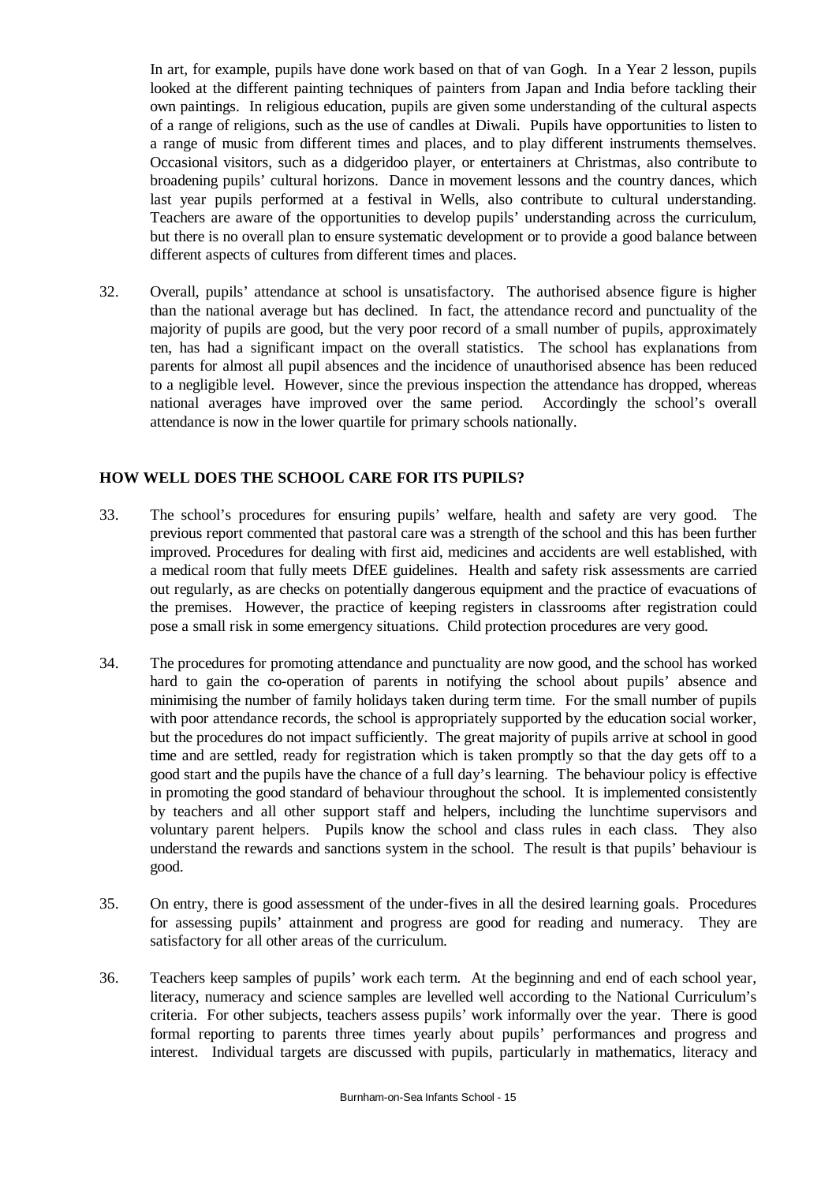In art, for example, pupils have done work based on that of van Gogh. In a Year 2 lesson, pupils looked at the different painting techniques of painters from Japan and India before tackling their own paintings. In religious education, pupils are given some understanding of the cultural aspects of a range of religions, such as the use of candles at Diwali. Pupils have opportunities to listen to a range of music from different times and places, and to play different instruments themselves. Occasional visitors, such as a didgeridoo player, or entertainers at Christmas, also contribute to broadening pupils' cultural horizons. Dance in movement lessons and the country dances, which last year pupils performed at a festival in Wells, also contribute to cultural understanding. Teachers are aware of the opportunities to develop pupils' understanding across the curriculum, but there is no overall plan to ensure systematic development or to provide a good balance between different aspects of cultures from different times and places.

32. Overall, pupils' attendance at school is unsatisfactory. The authorised absence figure is higher than the national average but has declined. In fact, the attendance record and punctuality of the majority of pupils are good, but the very poor record of a small number of pupils, approximately ten, has had a significant impact on the overall statistics. The school has explanations from parents for almost all pupil absences and the incidence of unauthorised absence has been reduced to a negligible level. However, since the previous inspection the attendance has dropped, whereas national averages have improved over the same period. Accordingly the school's overall attendance is now in the lower quartile for primary schools nationally.

## HOW WELL DOES THE SCHOOL CARE FOR ITS PUPILS?

33. The school's procedures for ensuring pupils' welfare, health and safety are very good. The previous report commented that pastoral care was a strength of the school and this has been further improved. Procedures for dealing with first aid, medicines and accidents are well established, with a medical room that fully meets DfEE guidelines. Health and safety risk assessments are carried out regularly, as are checks on potentially dangerous equipment and the practice of evacuations of the premises. However, the practice of keeping registers in classrooms after registration could pose a small risk in some emergency situations. Child protection procedures are very good.

34. The procedures for promoting attendance and punctuality are now good, and the school has worked hard to gain the co-operation of parents in notifying the school about pupils' absence and minimising the number of family holidays taken during term time. For the small number of pupils with poor attendance records, the school is appropriately supported by the education social worker, but the procedures do not impact sufficiently. The great majority of pupils arrive at school in good time and are settled, ready for registration which is taken promptly so that the day gets off to a good start and the pupils have the chance of a full day's learning. The behaviour policy is effective in promoting the good standard of behaviour throughout the school. It is implemented consistently by teachers and all other support staff and helpers, including the lunchtime supervisors and voluntary parent helpers. Pupils know the school and class rules in each class. They also understand the rewards and sanctions system in the school. The result is that pupils' behaviour is good.

35. On entry, there is good assessment of the under-fives in all the desired learning goals. Procedures for assessing pupils' attainment and progress are good for reading and numeracy. They are satisfactory for all other areas of the curriculum.

36. Teachers keep samples of pupils' work each term. At the beginning and end of each school year, literacy, numeracy and science samples are levelled well according to the National Curriculum's criteria. For other subjects, teachers assess pupils' work informally over the year. There is good formal reporting to parents three times yearly about pupils' performances and progress and interest. Individual targets are discussed with pupils, particularly in mathematics, literacy and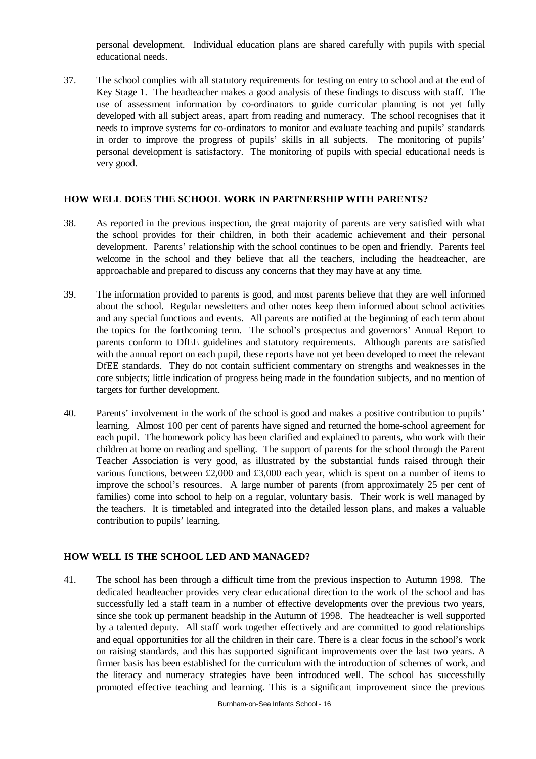personal development. Individual education plans are shared carefully with pupils with special educational needs.

37. The school complies with all statutory requirements for testing on entry to school and at the end of Key Stage 1. The headteacher makes a good analysis of these findings to discuss with staff. The use of assessment information by co-ordinators to guide curricular planning is not yet fully developed with all subject areas, apart from reading and numeracy. The school recognises that it needs to improve systems for co-ordinators to monitor and evaluate teaching and pupils' standards in order to improve the progress of pupils' skills in all subjects. The monitoring of pupils' personal development is satisfactory. The monitoring of pupils with special educational needs is very good.

## HOW WELL DOES THE SCHOOL WORK IN PARTNERSHIP WITH PARENTS?

38. As reported in the previous inspection, the great majority of parents are very satisfied with what the school provides for their children, in both their academic achievement and their personal development. Parents' relationship with the school continues to be open and friendly. Parents feel welcome in the school and they believe that all the teachers, including the headteacher, are approachable and prepared to discuss any concerns that they may have at any time.

39. The information provided to parents is good, and most parents believe that they are well informed about the school. Regular newsletters and other notes keep them informed about school activities and any special functions and events. All parents are notified at the beginning of each term about the topics for the forthcoming term. The school's prospectus and governors' Annual Report to parents conform to DfEE guidelines and statutory requirements. Although parents are satisfied with the annual report on each pupil, these reports have not yet been developed to meet the relevant DfEE standards. They do not contain sufficient commentary on strengths and weaknesses in the core subjects; little indication of progress being made in the foundation subjects, and no mention of targets for further development.

40. Parents' involvement in the work of the school is good and makes a positive contribution to pupils' learning. Almost 100 per cent of parents have signed and returned the home-school agreement for each pupil. The homework policy has been clarified and explained to parents, who work with their children at home on reading and spelling. The support of parents for the school through the Parent Teacher Association is very good, as illustrated by the substantial funds raised through their various functions, between £2,000 and £3,000 each year, which is spent on a number of items to improve the school's resources. A large number of parents (from approximately 25 per cent of families) come into school to help on a regular, voluntary basis. Their work is well managed by the teachers. It is timetabled and integrated into the detailed lesson plans, and makes a valuable contribution to pupils' learning.

## HOW WELL IS THE SCHOOL LED AND MANAGED?

41. The school has been through a difficult time from the previous inspection to Autumn 1998. The dedicated headteacher provides very clear educational direction to the work of the school and has successfully led a staff team in a number of effective developments over the previous two years, since she took up permanent headship in the Autumn of 1998. The headteacher is well supported by a talented deputy. All staff work together effectively and are committed to good relationships and equal opportunities for all the children in their care. There is a clear focus in the school's work on raising standards, and this has supported significant improvements over the last two years. A firmer basis has been established for the curriculum with the introduction of schemes of work, and the literacy and numeracy strategies have been introduced well. The school has successfully promoted effective teaching and learning. This is a significant improvement since the previous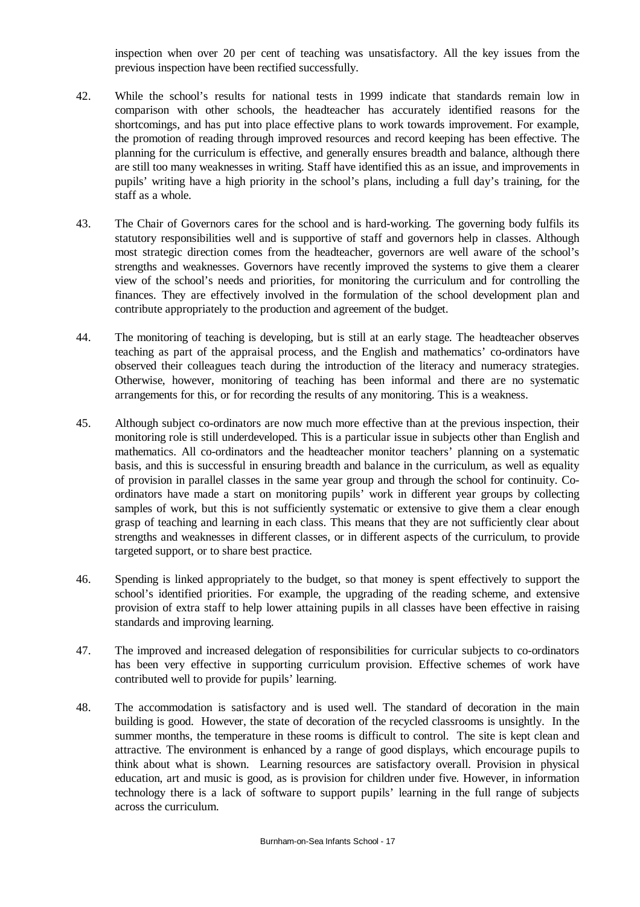inspection when over 20 per cent of teaching was unsatisfactory. All the key issues from the previous inspection have been rectified successfully.

42. While the school's results for national tests in 1999 indicate that standards remain low in comparison with other schools, the headteacher has accurately identified reasons for the shortcomings, and has put into place effective plans to work towards improvement. For example, the promotion of reading through improved resources and record keeping has been effective. The planning for the curriculum is effective, and generally ensures breadth and balance, although there are still too many weaknesses in writing. Staff have identified this as an issue, and improvements in pupils' writing have a high priority in the school's plans, including a full day's training, for the staff as a whole.

43. The Chair of Governors cares for the school and is hard-working. The governing body fulfils its statutory responsibilities well and is supportive of staff and governors help in classes. Although most strategic direction comes from the headteacher, governors are well aware of the school's strengths and weaknesses. Governors have recently improved the systems to give them a clearer view of the school's needs and priorities, for monitoring the curriculum and for controlling the finances. They are effectively involved in the formulation of the school development plan and contribute appropriately to the production and agreement of the budget.

44. The monitoring of teaching is developing, but is still at an early stage. The headteacher observes teaching as part of the appraisal process, and the English and mathematics' co-ordinators have observed their colleagues teach during the introduction of the literacy and numeracy strategies. Otherwise, however, monitoring of teaching has been informal and there are no systematic arrangements for this, or for recording the results of any monitoring. This is a weakness.

45. Although subject co-ordinators are now much more effective than at the previous inspection, their monitoring role is still underdeveloped. This is a particular issue in subjects other than English and mathematics. All co-ordinators and the headteacher monitor teachers' planning on a systematic basis, and this is successful in ensuring breadth and balance in the curriculum, as well as equality of provision in parallel classes in the same year group and through the school for continuity. Co-ordinators have made a start on monitoring pupils' work in different year groups by collecting samples of work, but this is not sufficiently systematic or extensive to give them a clear enough grasp of teaching and learning in each class. This means that they are not sufficiently clear about strengths and weaknesses in different classes, or in different aspects of the curriculum, to provide targeted support, or to share best practice.

46. Spending is linked appropriately to the budget, so that money is spent effectively to support the school's identified priorities. For example, the upgrading of the reading scheme, and extensive provision of extra staff to help lower attaining pupils in all classes have been effective in raising standards and improving learning.

47. The improved and increased delegation of responsibilities for curricular subjects to co-ordinators has been very effective in supporting curriculum provision. Effective schemes of work have contributed well to provide for pupils' learning.

48. The accommodation is satisfactory and is used well. The standard of decoration in the main building is good. However, the state of decoration of the recycled classrooms is unsightly. In the summer months, the temperature in these rooms is difficult to control. The site is kept clean and attractive. The environment is enhanced by a range of good displays, which encourage pupils to think about what is shown. Learning resources are satisfactory overall. Provision in physical education, art and music is good, as is provision for children under five. However, in information technology there is a lack of software to support pupils' learning in the full range of subjects across the curriculum.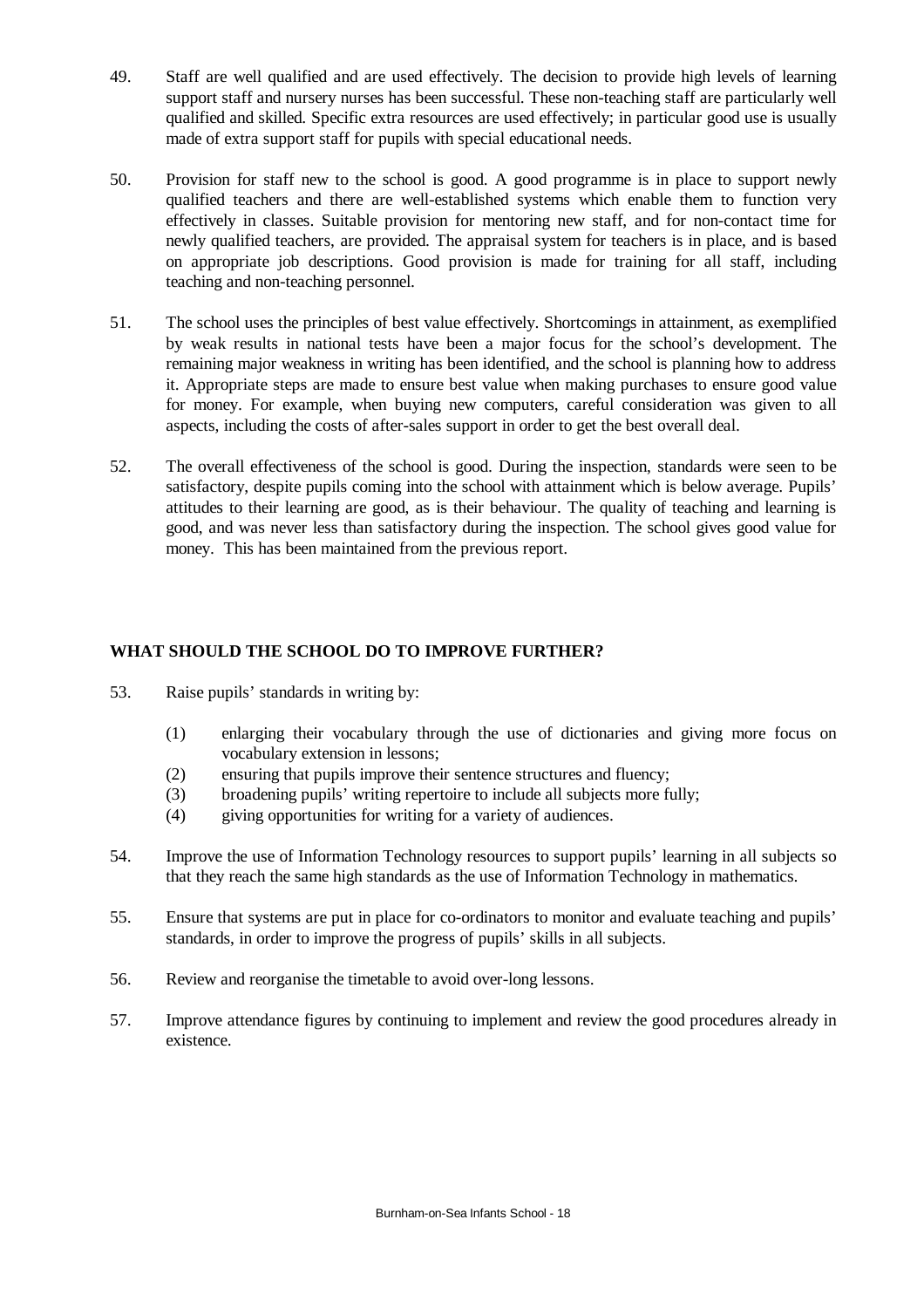49. Staff are well qualified and are used effectively. The decision to provide high levels of learning support staff and nursery nurses has been successful. These non-teaching staff are particularly well qualified and skilled. Specific extra resources are used effectively; in particular good use is usually made of extra support staff for pupils with special educational needs.

50. Provision for staff new to the school is good. A good programme is in place to support newly qualified teachers and there are well-established systems which enable them to function very effectively in classes. Suitable provision for mentoring new staff, and for non-contact time for newly qualified teachers, are provided. The appraisal system for teachers is in place, and is based on appropriate job descriptions. Good provision is made for training for all staff, including teaching and non-teaching personnel.

51. The school uses the principles of best value effectively. Shortcomings in attainment, as exemplified by weak results in national tests have been a major focus for the school's development. The remaining major weakness in writing has been identified, and the school is planning how to address it. Appropriate steps are made to ensure best value when making purchases to ensure good value for money. For example, when buying new computers, careful consideration was given to all aspects, including the costs of after-sales support in order to get the best overall deal.

52. The overall effectiveness of the school is good. During the inspection, standards were seen to be satisfactory, despite pupils coming into the school with attainment which is below average. Pupils' attitudes to their learning are good, as is their behaviour. The quality of teaching and learning is good, and was never less than satisfactory during the inspection. The school gives good value for money. This has been maintained from the previous report.

## WHAT SHOULD THE SCHOOL DO TO IMPROVE FURTHER?

53. Raise pupils' standards in writing by:

    (1) enlarging their vocabulary through the use of dictionaries and giving more focus on vocabulary extension in lessons;
    (2) ensuring that pupils improve their sentence structures and fluency;
    (3) broadening pupils' writing repertoire to include all subjects more fully;
    (4) giving opportunities for writing for a variety of audiences.

54. Improve the use of Information Technology resources to support pupils' learning in all subjects so that they reach the same high standards as the use of Information Technology in mathematics.

55. Ensure that systems are put in place for co-ordinators to monitor and evaluate teaching and pupils' standards, in order to improve the progress of pupils' skills in all subjects.

56. Review and reorganise the timetable to avoid over-long lessons.

57. Improve attendance figures by continuing to implement and review the good procedures already in existence.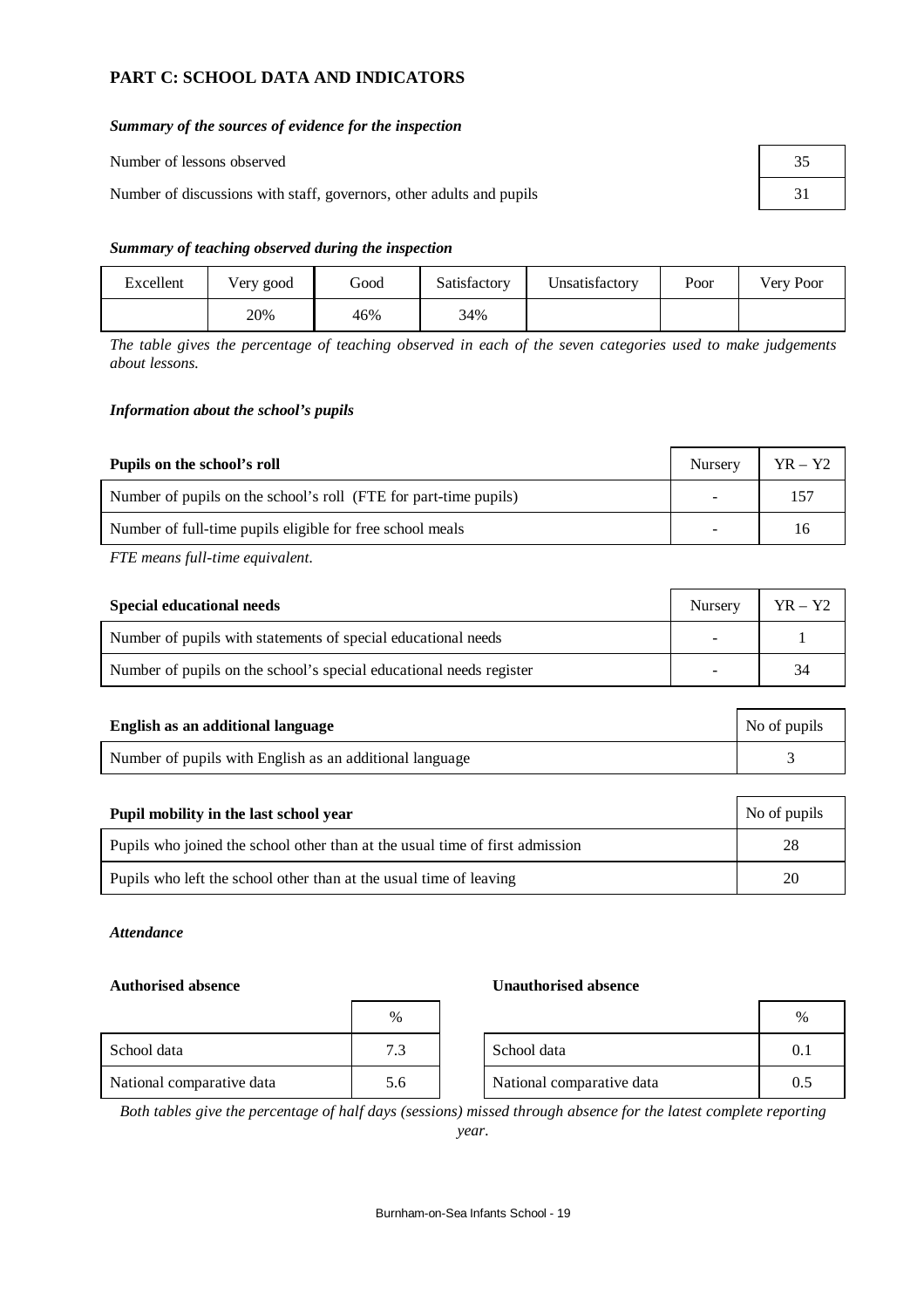## PART C: SCHOOL DATA AND INDICATORS

### *Summary of the sources of evidence for the inspection*

| | |
|---|---|
| Number of lessons observed | 35 |
| Number of discussions with staff, governors, other adults and pupils | 31 |

### *Summary of teaching observed during the inspection*

| Excellent | Very good | Good | Satisfactory | Unsatisfactory | Poor | Very Poor |
|---|---|---|---|---|---|---|
| | 20% | 46% | 34% | | | |

*The table gives the percentage of teaching observed in each of the seven categories used to make judgements about lessons.*

### *Information about the school's pupils*

| **Pupils on the school's roll** | Nursery | YR – Y2 |
|---|---|---|
| Number of pupils on the school's roll (FTE for part-time pupils) | - | 157 |
| Number of full-time pupils eligible for free school meals | - | 16 |

*FTE means full-time equivalent.*

| **Special educational needs** | Nursery | YR – Y2 |
|---|---|---|
| Number of pupils with statements of special educational needs | - | 1 |
| Number of pupils on the school's special educational needs register | - | 34 |

| **English as an additional language** | No of pupils |
|---|---|
| Number of pupils with English as an additional language | 3 |

| **Pupil mobility in the last school year** | No of pupils |
|---|---|
| Pupils who joined the school other than at the usual time of first admission | 28 |
| Pupils who left the school other than at the usual time of leaving | 20 |

### *Attendance*

**Authorised absence**

| | % |
|---|---|
| School data | 7.3 |
| National comparative data | 5.6 |

**Unauthorised absence**

| | % |
|---|---|
| School data | 0.1 |
| National comparative data | 0.5 |

*Both tables give the percentage of half days (sessions) missed through absence for the latest complete reporting year.*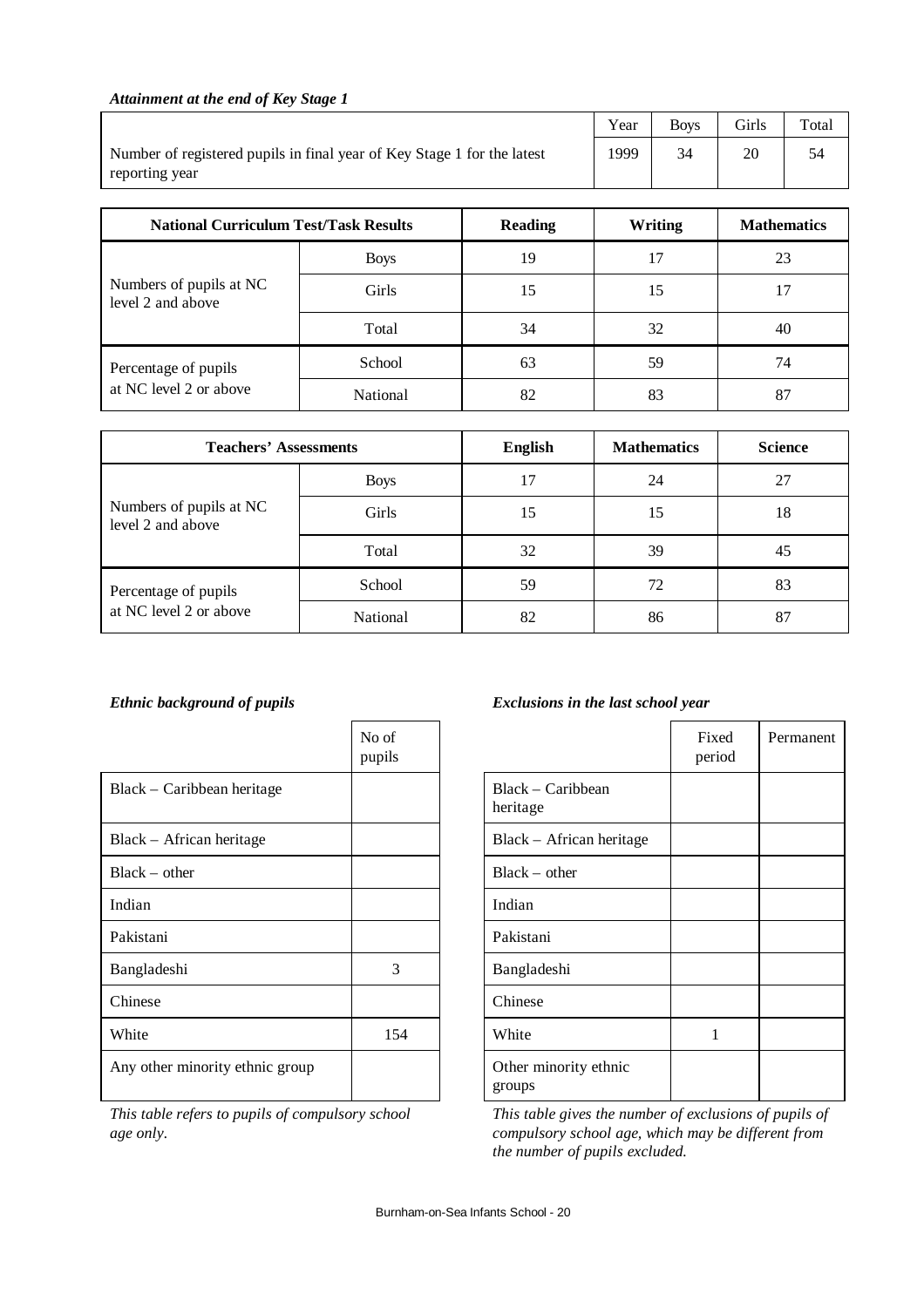*Attainment at the end of Key Stage 1*

| | Year | Boys | Girls | Total |
|---|---|---|---|---|
| Number of registered pupils in final year of Key Stage 1 for the latest reporting year | 1999 | 34 | 20 | 54 |

| National Curriculum Test/Task Results | | Reading | Writing | Mathematics |
|---|---|---|---|---|
| Numbers of pupils at NC level 2 and above | Boys | 19 | 17 | 23 |
| | Girls | 15 | 15 | 17 |
| | Total | 34 | 32 | 40 |
| Percentage of pupils at NC level 2 or above | School | 63 | 59 | 74 |
| | National | 82 | 83 | 87 |

| Teachers' Assessments | | English | Mathematics | Science |
|---|---|---|---|---|
| Numbers of pupils at NC level 2 and above | Boys | 17 | 24 | 27 |
| | Girls | 15 | 15 | 18 |
| | Total | 32 | 39 | 45 |
| Percentage of pupils at NC level 2 or above | School | 59 | 72 | 83 |
| | National | 82 | 86 | 87 |

*Ethnic background of pupils*

| | No of pupils |
|---|---|
| Black – Caribbean heritage | |
| Black – African heritage | |
| Black – other | |
| Indian | |
| Pakistani | |
| Bangladeshi | 3 |
| Chinese | |
| White | 154 |
| Any other minority ethnic group | |

*This table refers to pupils of compulsory school age only.*

*Exclusions in the last school year*

| | Fixed period | Permanent |
|---|---|---|
| Black – Caribbean heritage | | |
| Black – African heritage | | |
| Black – other | | |
| Indian | | |
| Pakistani | | |
| Bangladeshi | | |
| Chinese | | |
| White | 1 | |
| Other minority ethnic groups | | |

*This table gives the number of exclusions of pupils of compulsory school age, which may be different from the number of pupils excluded.*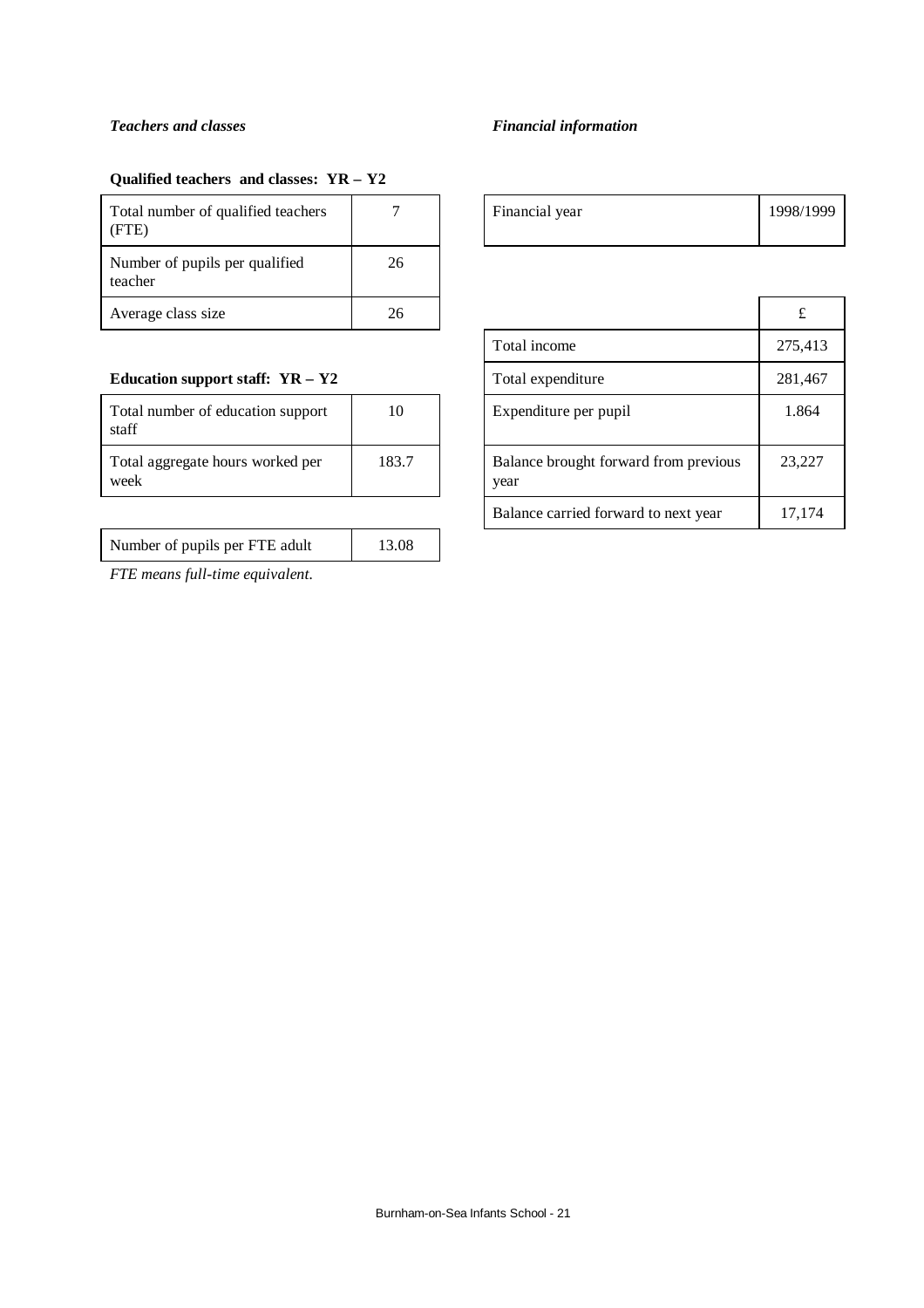*Teachers and classes*

**Qualified teachers and classes: YR – Y2**

| Total number of qualified teachers (FTE) | 7 |
|---|---|
| Number of pupils per qualified teacher | 26 |
| Average class size | 26 |

**Education support staff: YR – Y2**

| Total number of education support staff | 10 |
|---|---|
| Total aggregate hours worked per week | 183.7 |

| Number of pupils per FTE adult | 13.08 |
|---|---|

*FTE means full-time equivalent.*

*Financial information*

| Financial year | 1998/1999 |
|---|---|

| | £ |
|---|---|
| Total income | 275,413 |
| Total expenditure | 281,467 |
| Expenditure per pupil | 1.864 |
| Balance brought forward from previous year | 23,227 |
| Balance carried forward to next year | 17,174 |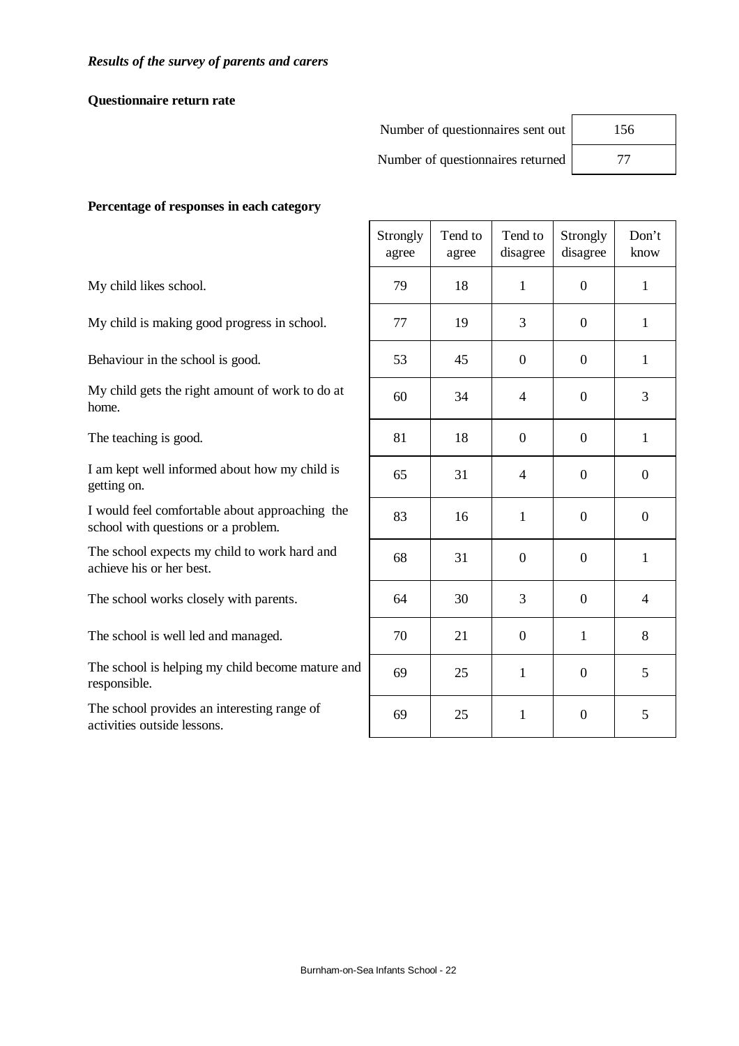*Results of the survey of parents and carers*

**Questionnaire return rate**

| | |
|---|---|
| Number of questionnaires sent out | 156 |
| Number of questionnaires returned | 77 |

**Percentage of responses in each category**

| | Strongly agree | Tend to agree | Tend to disagree | Strongly disagree | Don't know |
|---|---|---|---|---|---|
| My child likes school. | 79 | 18 | 1 | 0 | 1 |
| My child is making good progress in school. | 77 | 19 | 3 | 0 | 1 |
| Behaviour in the school is good. | 53 | 45 | 0 | 0 | 1 |
| My child gets the right amount of work to do at home. | 60 | 34 | 4 | 0 | 3 |
| The teaching is good. | 81 | 18 | 0 | 0 | 1 |
| I am kept well informed about how my child is getting on. | 65 | 31 | 4 | 0 | 0 |
| I would feel comfortable about approaching the school with questions or a problem. | 83 | 16 | 1 | 0 | 0 |
| The school expects my child to work hard and achieve his or her best. | 68 | 31 | 0 | 0 | 1 |
| The school works closely with parents. | 64 | 30 | 3 | 0 | 4 |
| The school is well led and managed. | 70 | 21 | 0 | 1 | 8 |
| The school is helping my child become mature and responsible. | 69 | 25 | 1 | 0 | 5 |
| The school provides an interesting range of activities outside lessons. | 69 | 25 | 1 | 0 | 5 |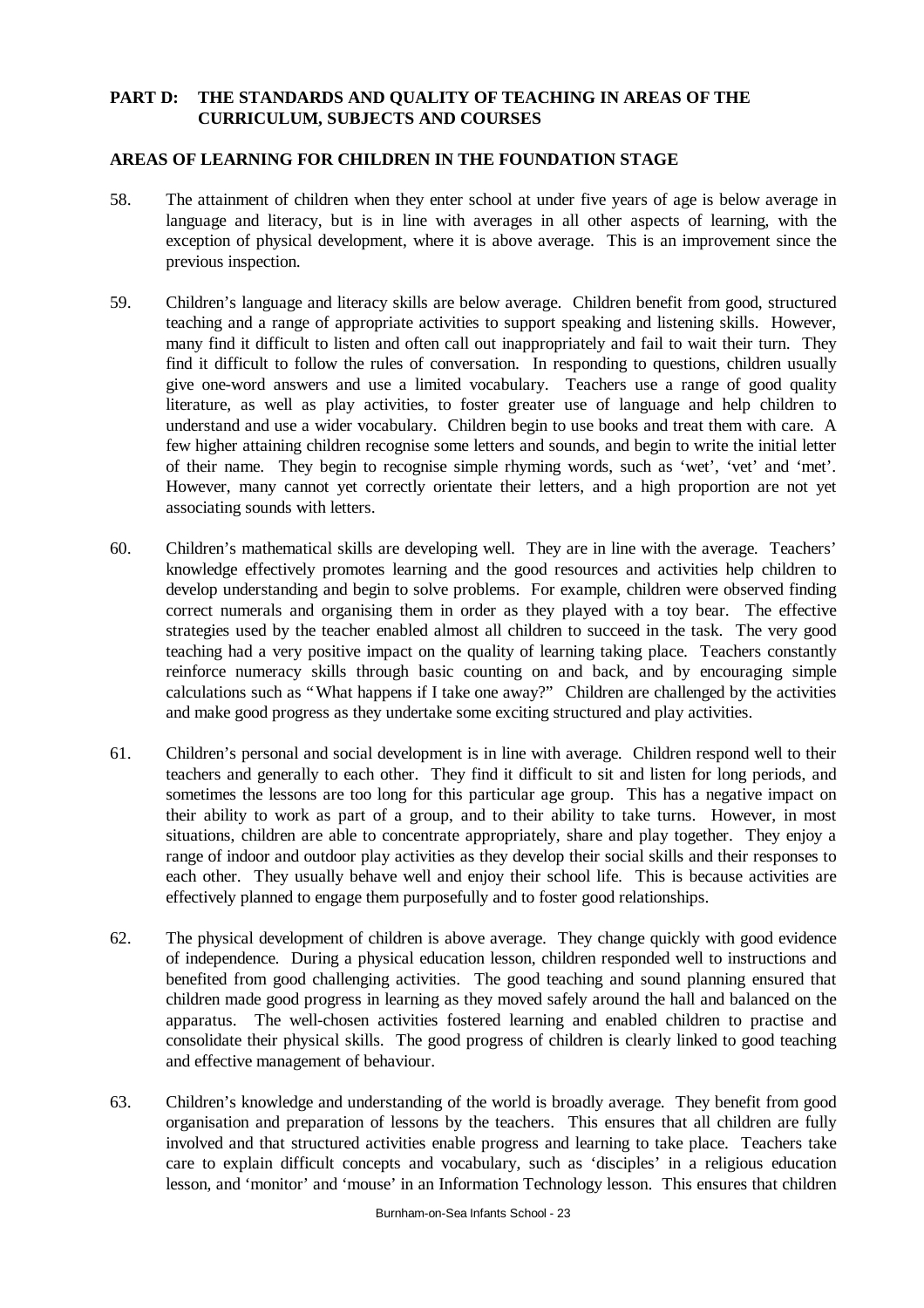## PART D: THE STANDARDS AND QUALITY OF TEACHING IN AREAS OF THE CURRICULUM, SUBJECTS AND COURSES

### AREAS OF LEARNING FOR CHILDREN IN THE FOUNDATION STAGE

58. The attainment of children when they enter school at under five years of age is below average in language and literacy, but is in line with averages in all other aspects of learning, with the exception of physical development, where it is above average. This is an improvement since the previous inspection.

59. Children's language and literacy skills are below average. Children benefit from good, structured teaching and a range of appropriate activities to support speaking and listening skills. However, many find it difficult to listen and often call out inappropriately and fail to wait their turn. They find it difficult to follow the rules of conversation. In responding to questions, children usually give one-word answers and use a limited vocabulary. Teachers use a range of good quality literature, as well as play activities, to foster greater use of language and help children to understand and use a wider vocabulary. Children begin to use books and treat them with care. A few higher attaining children recognise some letters and sounds, and begin to write the initial letter of their name. They begin to recognise simple rhyming words, such as 'wet', 'vet' and 'met'. However, many cannot yet correctly orientate their letters, and a high proportion are not yet associating sounds with letters.

60. Children's mathematical skills are developing well. They are in line with the average. Teachers' knowledge effectively promotes learning and the good resources and activities help children to develop understanding and begin to solve problems. For example, children were observed finding correct numerals and organising them in order as they played with a toy bear. The effective strategies used by the teacher enabled almost all children to succeed in the task. The very good teaching had a very positive impact on the quality of learning taking place. Teachers constantly reinforce numeracy skills through basic counting on and back, and by encouraging simple calculations such as "What happens if I take one away?" Children are challenged by the activities and make good progress as they undertake some exciting structured and play activities.

61. Children's personal and social development is in line with average. Children respond well to their teachers and generally to each other. They find it difficult to sit and listen for long periods, and sometimes the lessons are too long for this particular age group. This has a negative impact on their ability to work as part of a group, and to their ability to take turns. However, in most situations, children are able to concentrate appropriately, share and play together. They enjoy a range of indoor and outdoor play activities as they develop their social skills and their responses to each other. They usually behave well and enjoy their school life. This is because activities are effectively planned to engage them purposefully and to foster good relationships.

62. The physical development of children is above average. They change quickly with good evidence of independence. During a physical education lesson, children responded well to instructions and benefited from good challenging activities. The good teaching and sound planning ensured that children made good progress in learning as they moved safely around the hall and balanced on the apparatus. The well-chosen activities fostered learning and enabled children to practise and consolidate their physical skills. The good progress of children is clearly linked to good teaching and effective management of behaviour.

63. Children's knowledge and understanding of the world is broadly average. They benefit from good organisation and preparation of lessons by the teachers. This ensures that all children are fully involved and that structured activities enable progress and learning to take place. Teachers take care to explain difficult concepts and vocabulary, such as 'disciples' in a religious education lesson, and 'monitor' and 'mouse' in an Information Technology lesson. This ensures that children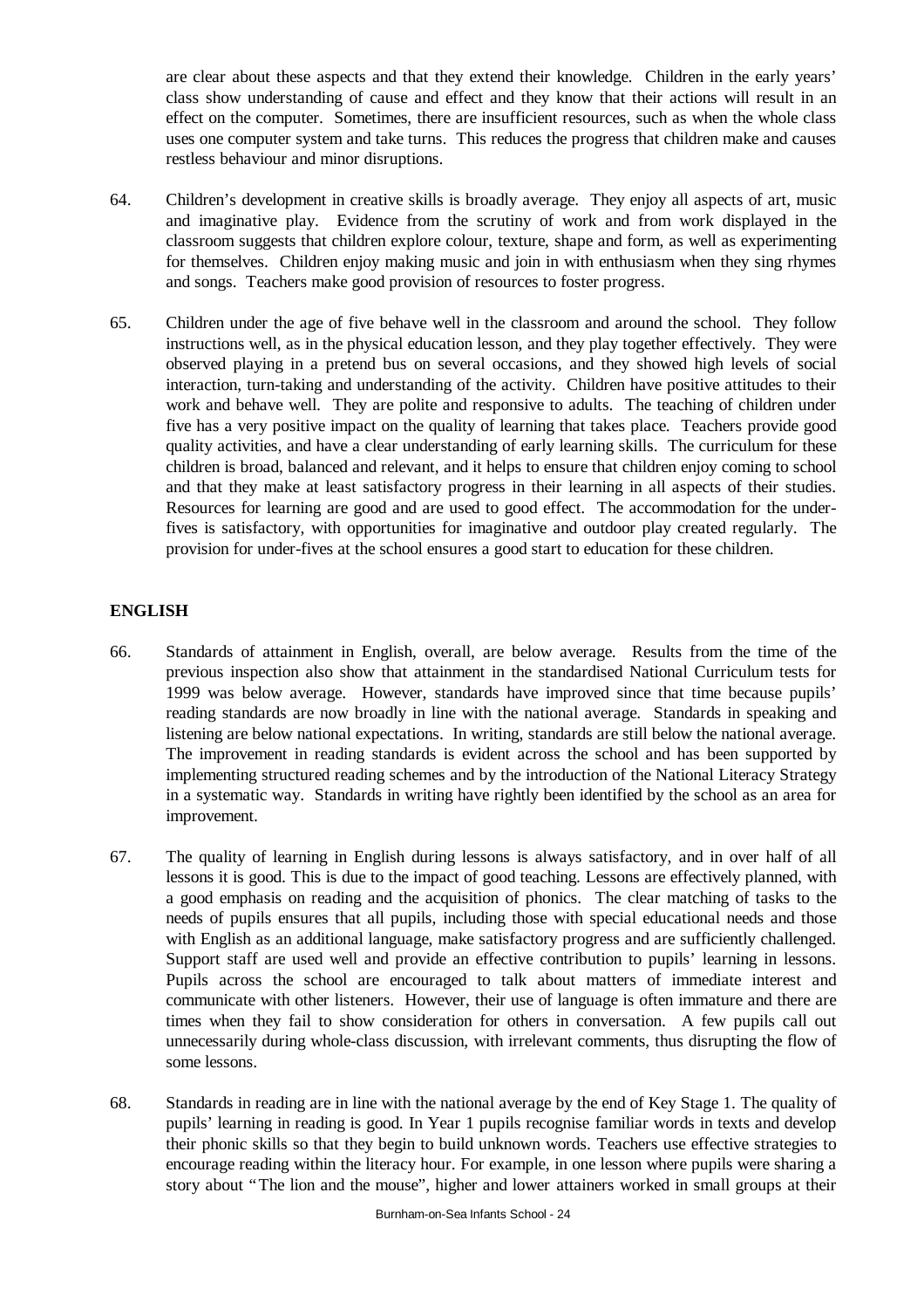are clear about these aspects and that they extend their knowledge. Children in the early years' class show understanding of cause and effect and they know that their actions will result in an effect on the computer. Sometimes, there are insufficient resources, such as when the whole class uses one computer system and take turns. This reduces the progress that children make and causes restless behaviour and minor disruptions.

64. Children's development in creative skills is broadly average. They enjoy all aspects of art, music and imaginative play. Evidence from the scrutiny of work and from work displayed in the classroom suggests that children explore colour, texture, shape and form, as well as experimenting for themselves. Children enjoy making music and join in with enthusiasm when they sing rhymes and songs. Teachers make good provision of resources to foster progress.

65. Children under the age of five behave well in the classroom and around the school. They follow instructions well, as in the physical education lesson, and they play together effectively. They were observed playing in a pretend bus on several occasions, and they showed high levels of social interaction, turn-taking and understanding of the activity. Children have positive attitudes to their work and behave well. They are polite and responsive to adults. The teaching of children under five has a very positive impact on the quality of learning that takes place. Teachers provide good quality activities, and have a clear understanding of early learning skills. The curriculum for these children is broad, balanced and relevant, and it helps to ensure that children enjoy coming to school and that they make at least satisfactory progress in their learning in all aspects of their studies. Resources for learning are good and are used to good effect. The accommodation for the under-fives is satisfactory, with opportunities for imaginative and outdoor play created regularly. The provision for under-fives at the school ensures a good start to education for these children.

## ENGLISH

66. Standards of attainment in English, overall, are below average. Results from the time of the previous inspection also show that attainment in the standardised National Curriculum tests for 1999 was below average. However, standards have improved since that time because pupils' reading standards are now broadly in line with the national average. Standards in speaking and listening are below national expectations. In writing, standards are still below the national average. The improvement in reading standards is evident across the school and has been supported by implementing structured reading schemes and by the introduction of the National Literacy Strategy in a systematic way. Standards in writing have rightly been identified by the school as an area for improvement.

67. The quality of learning in English during lessons is always satisfactory, and in over half of all lessons it is good. This is due to the impact of good teaching. Lessons are effectively planned, with a good emphasis on reading and the acquisition of phonics. The clear matching of tasks to the needs of pupils ensures that all pupils, including those with special educational needs and those with English as an additional language, make satisfactory progress and are sufficiently challenged. Support staff are used well and provide an effective contribution to pupils' learning in lessons. Pupils across the school are encouraged to talk about matters of immediate interest and communicate with other listeners. However, their use of language is often immature and there are times when they fail to show consideration for others in conversation. A few pupils call out unnecessarily during whole-class discussion, with irrelevant comments, thus disrupting the flow of some lessons.

68. Standards in reading are in line with the national average by the end of Key Stage 1. The quality of pupils' learning in reading is good. In Year 1 pupils recognise familiar words in texts and develop their phonic skills so that they begin to build unknown words. Teachers use effective strategies to encourage reading within the literacy hour. For example, in one lesson where pupils were sharing a story about "The lion and the mouse", higher and lower attainers worked in small groups at their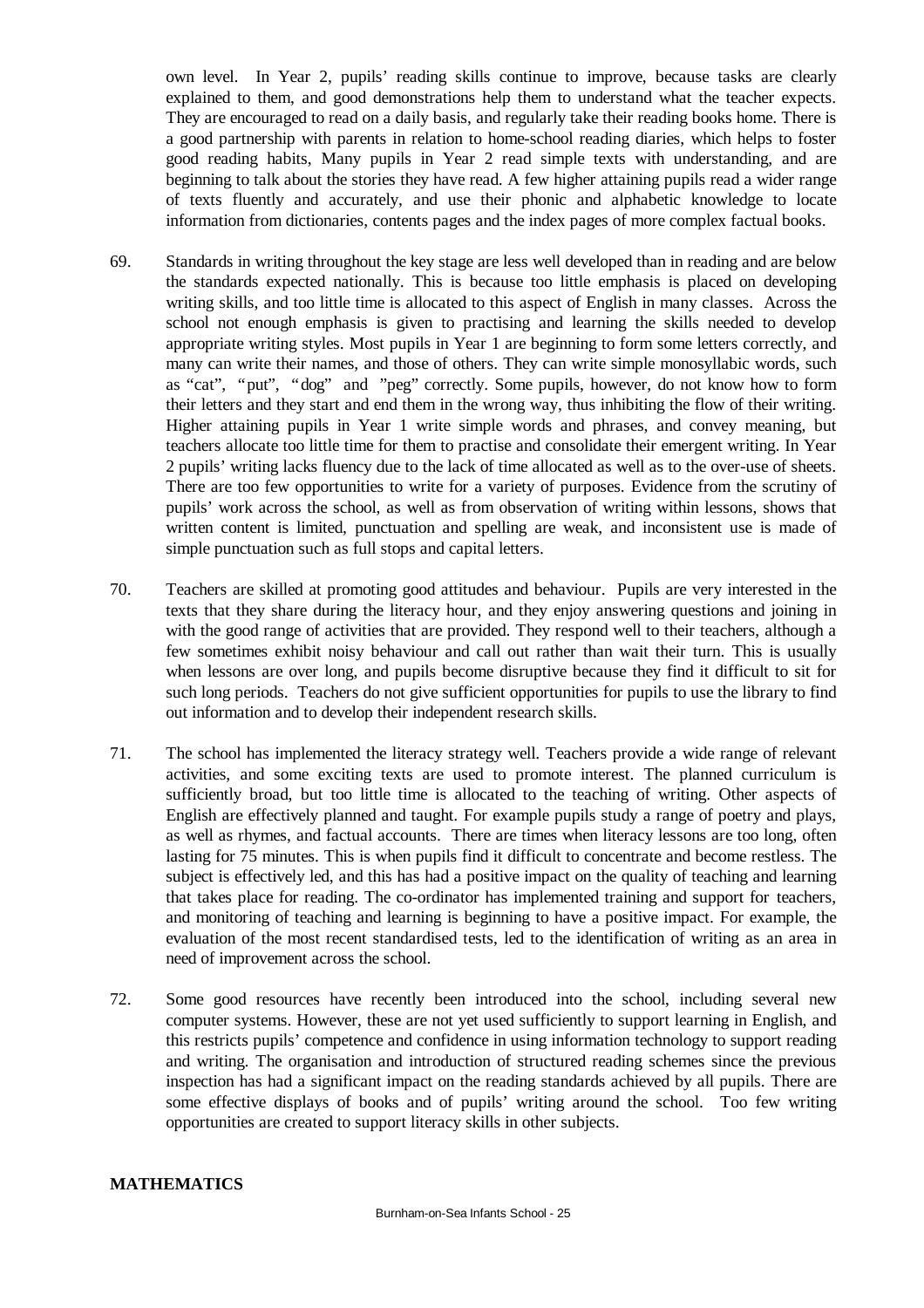own level. In Year 2, pupils' reading skills continue to improve, because tasks are clearly explained to them, and good demonstrations help them to understand what the teacher expects. They are encouraged to read on a daily basis, and regularly take their reading books home. There is a good partnership with parents in relation to home-school reading diaries, which helps to foster good reading habits, Many pupils in Year 2 read simple texts with understanding, and are beginning to talk about the stories they have read. A few higher attaining pupils read a wider range of texts fluently and accurately, and use their phonic and alphabetic knowledge to locate information from dictionaries, contents pages and the index pages of more complex factual books.

69. Standards in writing throughout the key stage are less well developed than in reading and are below the standards expected nationally. This is because too little emphasis is placed on developing writing skills, and too little time is allocated to this aspect of English in many classes. Across the school not enough emphasis is given to practising and learning the skills needed to develop appropriate writing styles. Most pupils in Year 1 are beginning to form some letters correctly, and many can write their names, and those of others. They can write simple monosyllabic words, such as "cat", "put", "dog" and "peg" correctly. Some pupils, however, do not know how to form their letters and they start and end them in the wrong way, thus inhibiting the flow of their writing. Higher attaining pupils in Year 1 write simple words and phrases, and convey meaning, but teachers allocate too little time for them to practise and consolidate their emergent writing. In Year 2 pupils' writing lacks fluency due to the lack of time allocated as well as to the over-use of sheets. There are too few opportunities to write for a variety of purposes. Evidence from the scrutiny of pupils' work across the school, as well as from observation of writing within lessons, shows that written content is limited, punctuation and spelling are weak, and inconsistent use is made of simple punctuation such as full stops and capital letters.

70. Teachers are skilled at promoting good attitudes and behaviour. Pupils are very interested in the texts that they share during the literacy hour, and they enjoy answering questions and joining in with the good range of activities that are provided. They respond well to their teachers, although a few sometimes exhibit noisy behaviour and call out rather than wait their turn. This is usually when lessons are over long, and pupils become disruptive because they find it difficult to sit for such long periods. Teachers do not give sufficient opportunities for pupils to use the library to find out information and to develop their independent research skills.

71. The school has implemented the literacy strategy well. Teachers provide a wide range of relevant activities, and some exciting texts are used to promote interest. The planned curriculum is sufficiently broad, but too little time is allocated to the teaching of writing. Other aspects of English are effectively planned and taught. For example pupils study a range of poetry and plays, as well as rhymes, and factual accounts. There are times when literacy lessons are too long, often lasting for 75 minutes. This is when pupils find it difficult to concentrate and become restless. The subject is effectively led, and this has had a positive impact on the quality of teaching and learning that takes place for reading. The co-ordinator has implemented training and support for teachers, and monitoring of teaching and learning is beginning to have a positive impact. For example, the evaluation of the most recent standardised tests, led to the identification of writing as an area in need of improvement across the school.

72. Some good resources have recently been introduced into the school, including several new computer systems. However, these are not yet used sufficiently to support learning in English, and this restricts pupils' competence and confidence in using information technology to support reading and writing. The organisation and introduction of structured reading schemes since the previous inspection has had a significant impact on the reading standards achieved by all pupils. There are some effective displays of books and of pupils' writing around the school. Too few writing opportunities are created to support literacy skills in other subjects.

**MATHEMATICS**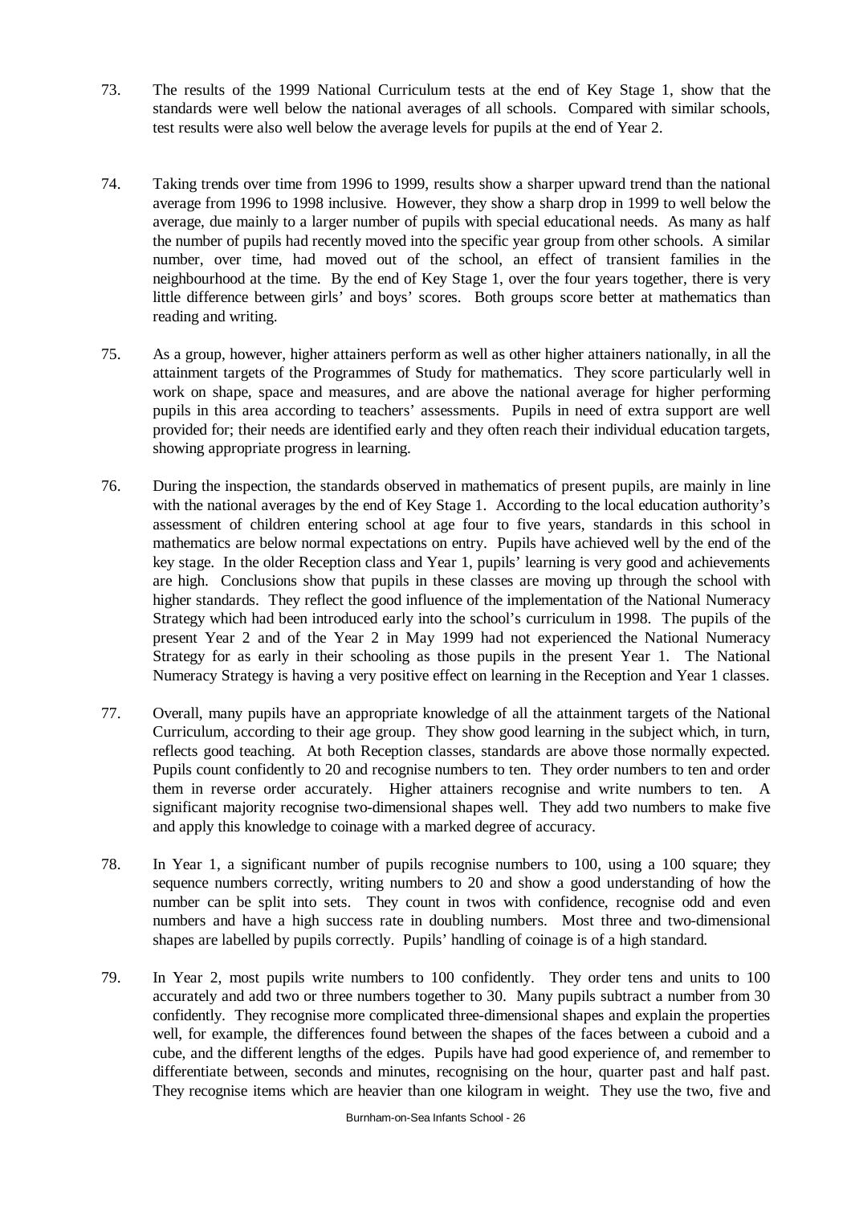73. The results of the 1999 National Curriculum tests at the end of Key Stage 1, show that the standards were well below the national averages of all schools. Compared with similar schools, test results were also well below the average levels for pupils at the end of Year 2.

74. Taking trends over time from 1996 to 1999, results show a sharper upward trend than the national average from 1996 to 1998 inclusive. However, they show a sharp drop in 1999 to well below the average, due mainly to a larger number of pupils with special educational needs. As many as half the number of pupils had recently moved into the specific year group from other schools. A similar number, over time, had moved out of the school, an effect of transient families in the neighbourhood at the time. By the end of Key Stage 1, over the four years together, there is very little difference between girls' and boys' scores. Both groups score better at mathematics than reading and writing.

75. As a group, however, higher attainers perform as well as other higher attainers nationally, in all the attainment targets of the Programmes of Study for mathematics. They score particularly well in work on shape, space and measures, and are above the national average for higher performing pupils in this area according to teachers' assessments. Pupils in need of extra support are well provided for; their needs are identified early and they often reach their individual education targets, showing appropriate progress in learning.

76. During the inspection, the standards observed in mathematics of present pupils, are mainly in line with the national averages by the end of Key Stage 1. According to the local education authority's assessment of children entering school at age four to five years, standards in this school in mathematics are below normal expectations on entry. Pupils have achieved well by the end of the key stage. In the older Reception class and Year 1, pupils' learning is very good and achievements are high. Conclusions show that pupils in these classes are moving up through the school with higher standards. They reflect the good influence of the implementation of the National Numeracy Strategy which had been introduced early into the school's curriculum in 1998. The pupils of the present Year 2 and of the Year 2 in May 1999 had not experienced the National Numeracy Strategy for as early in their schooling as those pupils in the present Year 1. The National Numeracy Strategy is having a very positive effect on learning in the Reception and Year 1 classes.

77. Overall, many pupils have an appropriate knowledge of all the attainment targets of the National Curriculum, according to their age group. They show good learning in the subject which, in turn, reflects good teaching. At both Reception classes, standards are above those normally expected. Pupils count confidently to 20 and recognise numbers to ten. They order numbers to ten and order them in reverse order accurately. Higher attainers recognise and write numbers to ten. A significant majority recognise two-dimensional shapes well. They add two numbers to make five and apply this knowledge to coinage with a marked degree of accuracy.

78. In Year 1, a significant number of pupils recognise numbers to 100, using a 100 square; they sequence numbers correctly, writing numbers to 20 and show a good understanding of how the number can be split into sets. They count in twos with confidence, recognise odd and even numbers and have a high success rate in doubling numbers. Most three and two-dimensional shapes are labelled by pupils correctly. Pupils' handling of coinage is of a high standard.

79. In Year 2, most pupils write numbers to 100 confidently. They order tens and units to 100 accurately and add two or three numbers together to 30. Many pupils subtract a number from 30 confidently. They recognise more complicated three-dimensional shapes and explain the properties well, for example, the differences found between the shapes of the faces between a cuboid and a cube, and the different lengths of the edges. Pupils have had good experience of, and remember to differentiate between, seconds and minutes, recognising on the hour, quarter past and half past. They recognise items which are heavier than one kilogram in weight. They use the two, five and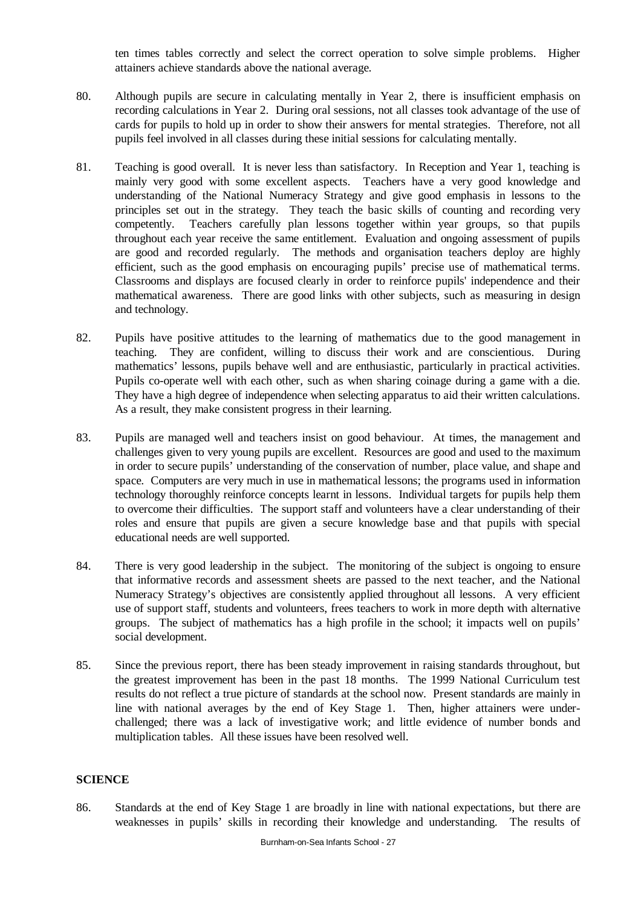ten times tables correctly and select the correct operation to solve simple problems. Higher attainers achieve standards above the national average.

80. Although pupils are secure in calculating mentally in Year 2, there is insufficient emphasis on recording calculations in Year 2. During oral sessions, not all classes took advantage of the use of cards for pupils to hold up in order to show their answers for mental strategies. Therefore, not all pupils feel involved in all classes during these initial sessions for calculating mentally.

81. Teaching is good overall. It is never less than satisfactory. In Reception and Year 1, teaching is mainly very good with some excellent aspects. Teachers have a very good knowledge and understanding of the National Numeracy Strategy and give good emphasis in lessons to the principles set out in the strategy. They teach the basic skills of counting and recording very competently. Teachers carefully plan lessons together within year groups, so that pupils throughout each year receive the same entitlement. Evaluation and ongoing assessment of pupils are good and recorded regularly. The methods and organisation teachers deploy are highly efficient, such as the good emphasis on encouraging pupils' precise use of mathematical terms. Classrooms and displays are focused clearly in order to reinforce pupils' independence and their mathematical awareness. There are good links with other subjects, such as measuring in design and technology.

82. Pupils have positive attitudes to the learning of mathematics due to the good management in teaching. They are confident, willing to discuss their work and are conscientious. During mathematics' lessons, pupils behave well and are enthusiastic, particularly in practical activities. Pupils co-operate well with each other, such as when sharing coinage during a game with a die. They have a high degree of independence when selecting apparatus to aid their written calculations. As a result, they make consistent progress in their learning.

83. Pupils are managed well and teachers insist on good behaviour. At times, the management and challenges given to very young pupils are excellent. Resources are good and used to the maximum in order to secure pupils' understanding of the conservation of number, place value, and shape and space. Computers are very much in use in mathematical lessons; the programs used in information technology thoroughly reinforce concepts learnt in lessons. Individual targets for pupils help them to overcome their difficulties. The support staff and volunteers have a clear understanding of their roles and ensure that pupils are given a secure knowledge base and that pupils with special educational needs are well supported.

84. There is very good leadership in the subject. The monitoring of the subject is ongoing to ensure that informative records and assessment sheets are passed to the next teacher, and the National Numeracy Strategy's objectives are consistently applied throughout all lessons. A very efficient use of support staff, students and volunteers, frees teachers to work in more depth with alternative groups. The subject of mathematics has a high profile in the school; it impacts well on pupils' social development.

85. Since the previous report, there has been steady improvement in raising standards throughout, but the greatest improvement has been in the past 18 months. The 1999 National Curriculum test results do not reflect a true picture of standards at the school now. Present standards are mainly in line with national averages by the end of Key Stage 1. Then, higher attainers were under-challenged; there was a lack of investigative work; and little evidence of number bonds and multiplication tables. All these issues have been resolved well.

## SCIENCE

86. Standards at the end of Key Stage 1 are broadly in line with national expectations, but there are weaknesses in pupils' skills in recording their knowledge and understanding. The results of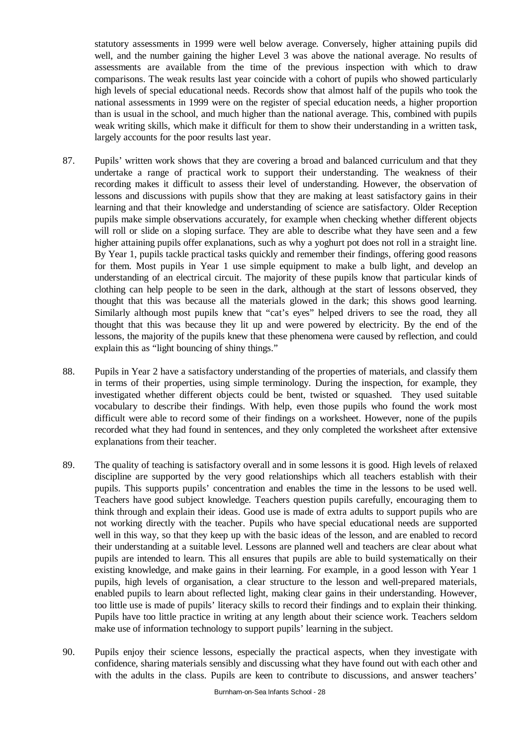statutory assessments in 1999 were well below average. Conversely, higher attaining pupils did well, and the number gaining the higher Level 3 was above the national average. No results of assessments are available from the time of the previous inspection with which to draw comparisons. The weak results last year coincide with a cohort of pupils who showed particularly high levels of special educational needs. Records show that almost half of the pupils who took the national assessments in 1999 were on the register of special education needs, a higher proportion than is usual in the school, and much higher than the national average. This, combined with pupils weak writing skills, which make it difficult for them to show their understanding in a written task, largely accounts for the poor results last year.

87. Pupils' written work shows that they are covering a broad and balanced curriculum and that they undertake a range of practical work to support their understanding. The weakness of their recording makes it difficult to assess their level of understanding. However, the observation of lessons and discussions with pupils show that they are making at least satisfactory gains in their learning and that their knowledge and understanding of science are satisfactory. Older Reception pupils make simple observations accurately, for example when checking whether different objects will roll or slide on a sloping surface. They are able to describe what they have seen and a few higher attaining pupils offer explanations, such as why a yoghurt pot does not roll in a straight line. By Year 1, pupils tackle practical tasks quickly and remember their findings, offering good reasons for them. Most pupils in Year 1 use simple equipment to make a bulb light, and develop an understanding of an electrical circuit. The majority of these pupils know that particular kinds of clothing can help people to be seen in the dark, although at the start of lessons observed, they thought that this was because all the materials glowed in the dark; this shows good learning. Similarly although most pupils knew that "cat's eyes" helped drivers to see the road, they all thought that this was because they lit up and were powered by electricity. By the end of the lessons, the majority of the pupils knew that these phenomena were caused by reflection, and could explain this as "light bouncing of shiny things."

88. Pupils in Year 2 have a satisfactory understanding of the properties of materials, and classify them in terms of their properties, using simple terminology. During the inspection, for example, they investigated whether different objects could be bent, twisted or squashed. They used suitable vocabulary to describe their findings. With help, even those pupils who found the work most difficult were able to record some of their findings on a worksheet. However, none of the pupils recorded what they had found in sentences, and they only completed the worksheet after extensive explanations from their teacher.

89. The quality of teaching is satisfactory overall and in some lessons it is good. High levels of relaxed discipline are supported by the very good relationships which all teachers establish with their pupils. This supports pupils' concentration and enables the time in the lessons to be used well. Teachers have good subject knowledge. Teachers question pupils carefully, encouraging them to think through and explain their ideas. Good use is made of extra adults to support pupils who are not working directly with the teacher. Pupils who have special educational needs are supported well in this way, so that they keep up with the basic ideas of the lesson, and are enabled to record their understanding at a suitable level. Lessons are planned well and teachers are clear about what pupils are intended to learn. This all ensures that pupils are able to build systematically on their existing knowledge, and make gains in their learning. For example, in a good lesson with Year 1 pupils, high levels of organisation, a clear structure to the lesson and well-prepared materials, enabled pupils to learn about reflected light, making clear gains in their understanding. However, too little use is made of pupils' literacy skills to record their findings and to explain their thinking. Pupils have too little practice in writing at any length about their science work. Teachers seldom make use of information technology to support pupils' learning in the subject.

90. Pupils enjoy their science lessons, especially the practical aspects, when they investigate with confidence, sharing materials sensibly and discussing what they have found out with each other and with the adults in the class. Pupils are keen to contribute to discussions, and answer teachers'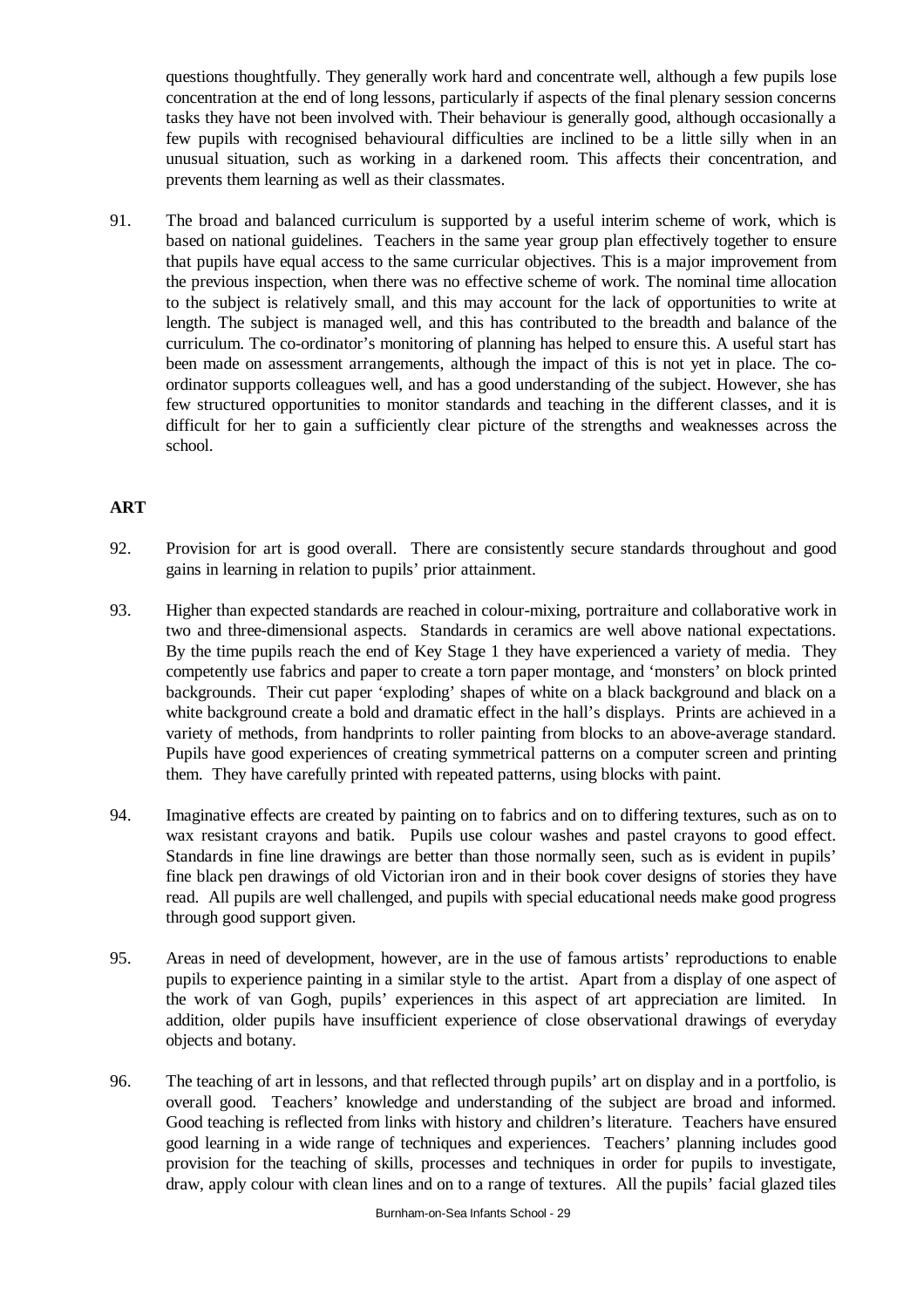questions thoughtfully. They generally work hard and concentrate well, although a few pupils lose concentration at the end of long lessons, particularly if aspects of the final plenary session concerns tasks they have not been involved with. Their behaviour is generally good, although occasionally a few pupils with recognised behavioural difficulties are inclined to be a little silly when in an unusual situation, such as working in a darkened room. This affects their concentration, and prevents them learning as well as their classmates.

91. The broad and balanced curriculum is supported by a useful interim scheme of work, which is based on national guidelines. Teachers in the same year group plan effectively together to ensure that pupils have equal access to the same curricular objectives. This is a major improvement from the previous inspection, when there was no effective scheme of work. The nominal time allocation to the subject is relatively small, and this may account for the lack of opportunities to write at length. The subject is managed well, and this has contributed to the breadth and balance of the curriculum. The co-ordinator's monitoring of planning has helped to ensure this. A useful start has been made on assessment arrangements, although the impact of this is not yet in place. The co-ordinator supports colleagues well, and has a good understanding of the subject. However, she has few structured opportunities to monitor standards and teaching in the different classes, and it is difficult for her to gain a sufficiently clear picture of the strengths and weaknesses across the school.

## ART

92. Provision for art is good overall. There are consistently secure standards throughout and good gains in learning in relation to pupils' prior attainment.

93. Higher than expected standards are reached in colour-mixing, portraiture and collaborative work in two and three-dimensional aspects. Standards in ceramics are well above national expectations. By the time pupils reach the end of Key Stage 1 they have experienced a variety of media. They competently use fabrics and paper to create a torn paper montage, and 'monsters' on block printed backgrounds. Their cut paper 'exploding' shapes of white on a black background and black on a white background create a bold and dramatic effect in the hall's displays. Prints are achieved in a variety of methods, from handprints to roller painting from blocks to an above-average standard. Pupils have good experiences of creating symmetrical patterns on a computer screen and printing them. They have carefully printed with repeated patterns, using blocks with paint.

94. Imaginative effects are created by painting on to fabrics and on to differing textures, such as on to wax resistant crayons and batik. Pupils use colour washes and pastel crayons to good effect. Standards in fine line drawings are better than those normally seen, such as is evident in pupils' fine black pen drawings of old Victorian iron and in their book cover designs of stories they have read. All pupils are well challenged, and pupils with special educational needs make good progress through good support given.

95. Areas in need of development, however, are in the use of famous artists' reproductions to enable pupils to experience painting in a similar style to the artist. Apart from a display of one aspect of the work of van Gogh, pupils' experiences in this aspect of art appreciation are limited. In addition, older pupils have insufficient experience of close observational drawings of everyday objects and botany.

96. The teaching of art in lessons, and that reflected through pupils' art on display and in a portfolio, is overall good. Teachers' knowledge and understanding of the subject are broad and informed. Good teaching is reflected from links with history and children's literature. Teachers have ensured good learning in a wide range of techniques and experiences. Teachers' planning includes good provision for the teaching of skills, processes and techniques in order for pupils to investigate, draw, apply colour with clean lines and on to a range of textures. All the pupils' facial glazed tiles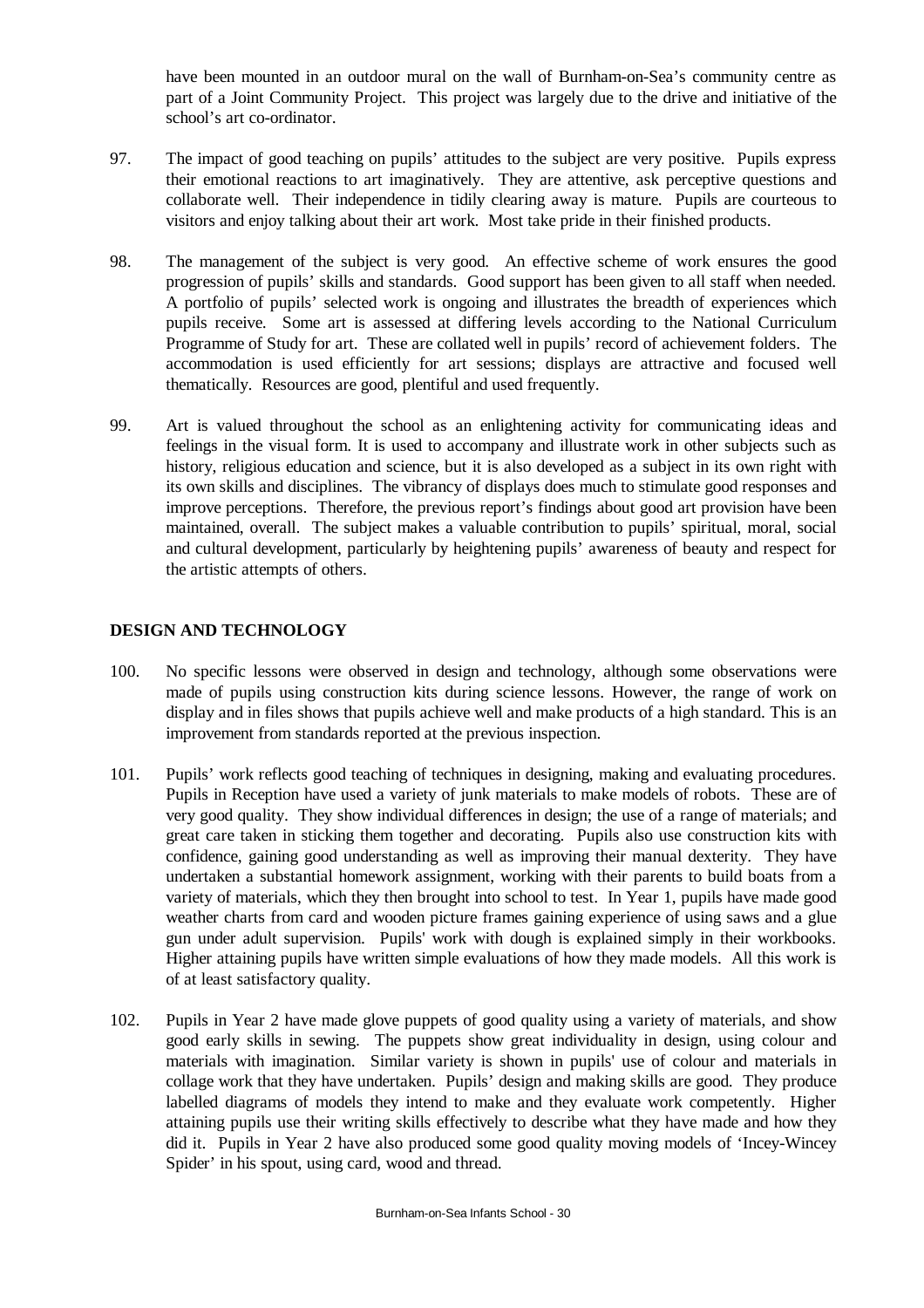have been mounted in an outdoor mural on the wall of Burnham-on-Sea's community centre as part of a Joint Community Project. This project was largely due to the drive and initiative of the school's art co-ordinator.

97. The impact of good teaching on pupils' attitudes to the subject are very positive. Pupils express their emotional reactions to art imaginatively. They are attentive, ask perceptive questions and collaborate well. Their independence in tidily clearing away is mature. Pupils are courteous to visitors and enjoy talking about their art work. Most take pride in their finished products.

98. The management of the subject is very good. An effective scheme of work ensures the good progression of pupils' skills and standards. Good support has been given to all staff when needed. A portfolio of pupils' selected work is ongoing and illustrates the breadth of experiences which pupils receive. Some art is assessed at differing levels according to the National Curriculum Programme of Study for art. These are collated well in pupils' record of achievement folders. The accommodation is used efficiently for art sessions; displays are attractive and focused well thematically. Resources are good, plentiful and used frequently.

99. Art is valued throughout the school as an enlightening activity for communicating ideas and feelings in the visual form. It is used to accompany and illustrate work in other subjects such as history, religious education and science, but it is also developed as a subject in its own right with its own skills and disciplines. The vibrancy of displays does much to stimulate good responses and improve perceptions. Therefore, the previous report's findings about good art provision have been maintained, overall. The subject makes a valuable contribution to pupils' spiritual, moral, social and cultural development, particularly by heightening pupils' awareness of beauty and respect for the artistic attempts of others.

## DESIGN AND TECHNOLOGY

100. No specific lessons were observed in design and technology, although some observations were made of pupils using construction kits during science lessons. However, the range of work on display and in files shows that pupils achieve well and make products of a high standard. This is an improvement from standards reported at the previous inspection.

101. Pupils' work reflects good teaching of techniques in designing, making and evaluating procedures. Pupils in Reception have used a variety of junk materials to make models of robots. These are of very good quality. They show individual differences in design; the use of a range of materials; and great care taken in sticking them together and decorating. Pupils also use construction kits with confidence, gaining good understanding as well as improving their manual dexterity. They have undertaken a substantial homework assignment, working with their parents to build boats from a variety of materials, which they then brought into school to test. In Year 1, pupils have made good weather charts from card and wooden picture frames gaining experience of using saws and a glue gun under adult supervision. Pupils' work with dough is explained simply in their workbooks. Higher attaining pupils have written simple evaluations of how they made models. All this work is of at least satisfactory quality.

102. Pupils in Year 2 have made glove puppets of good quality using a variety of materials, and show good early skills in sewing. The puppets show great individuality in design, using colour and materials with imagination. Similar variety is shown in pupils' use of colour and materials in collage work that they have undertaken. Pupils' design and making skills are good. They produce labelled diagrams of models they intend to make and they evaluate work competently. Higher attaining pupils use their writing skills effectively to describe what they have made and how they did it. Pupils in Year 2 have also produced some good quality moving models of 'Incey-Wincey Spider' in his spout, using card, wood and thread.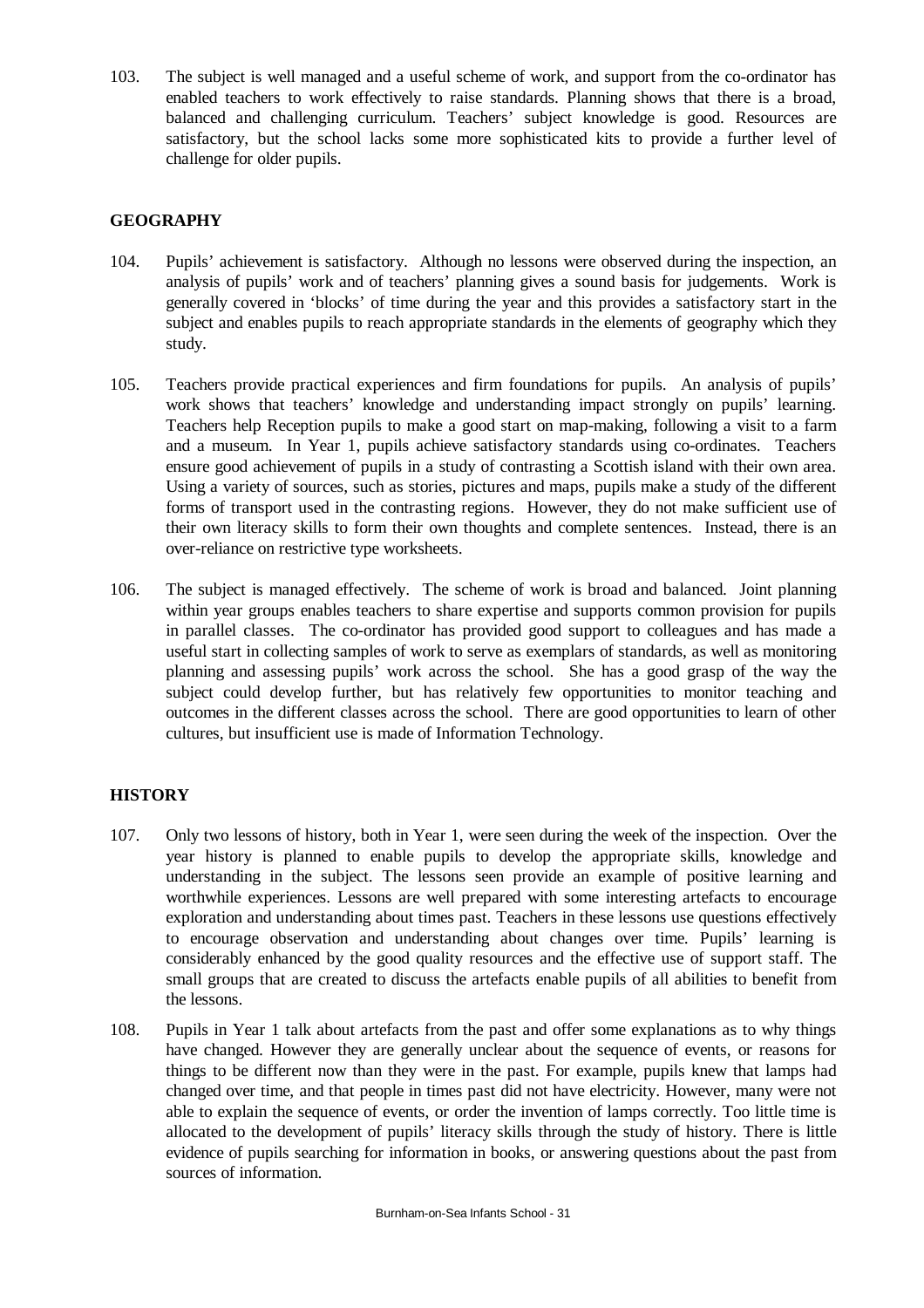103. The subject is well managed and a useful scheme of work, and support from the co-ordinator has enabled teachers to work effectively to raise standards. Planning shows that there is a broad, balanced and challenging curriculum. Teachers' subject knowledge is good. Resources are satisfactory, but the school lacks some more sophisticated kits to provide a further level of challenge for older pupils.

## GEOGRAPHY

104. Pupils' achievement is satisfactory. Although no lessons were observed during the inspection, an analysis of pupils' work and of teachers' planning gives a sound basis for judgements. Work is generally covered in 'blocks' of time during the year and this provides a satisfactory start in the subject and enables pupils to reach appropriate standards in the elements of geography which they study.

105. Teachers provide practical experiences and firm foundations for pupils. An analysis of pupils' work shows that teachers' knowledge and understanding impact strongly on pupils' learning. Teachers help Reception pupils to make a good start on map-making, following a visit to a farm and a museum. In Year 1, pupils achieve satisfactory standards using co-ordinates. Teachers ensure good achievement of pupils in a study of contrasting a Scottish island with their own area. Using a variety of sources, such as stories, pictures and maps, pupils make a study of the different forms of transport used in the contrasting regions. However, they do not make sufficient use of their own literacy skills to form their own thoughts and complete sentences. Instead, there is an over-reliance on restrictive type worksheets.

106. The subject is managed effectively. The scheme of work is broad and balanced. Joint planning within year groups enables teachers to share expertise and supports common provision for pupils in parallel classes. The co-ordinator has provided good support to colleagues and has made a useful start in collecting samples of work to serve as exemplars of standards, as well as monitoring planning and assessing pupils' work across the school. She has a good grasp of the way the subject could develop further, but has relatively few opportunities to monitor teaching and outcomes in the different classes across the school. There are good opportunities to learn of other cultures, but insufficient use is made of Information Technology.

## HISTORY

107. Only two lessons of history, both in Year 1, were seen during the week of the inspection. Over the year history is planned to enable pupils to develop the appropriate skills, knowledge and understanding in the subject. The lessons seen provide an example of positive learning and worthwhile experiences. Lessons are well prepared with some interesting artefacts to encourage exploration and understanding about times past. Teachers in these lessons use questions effectively to encourage observation and understanding about changes over time. Pupils' learning is considerably enhanced by the good quality resources and the effective use of support staff. The small groups that are created to discuss the artefacts enable pupils of all abilities to benefit from the lessons.

108. Pupils in Year 1 talk about artefacts from the past and offer some explanations as to why things have changed. However they are generally unclear about the sequence of events, or reasons for things to be different now than they were in the past. For example, pupils knew that lamps had changed over time, and that people in times past did not have electricity. However, many were not able to explain the sequence of events, or order the invention of lamps correctly. Too little time is allocated to the development of pupils' literacy skills through the study of history. There is little evidence of pupils searching for information in books, or answering questions about the past from sources of information.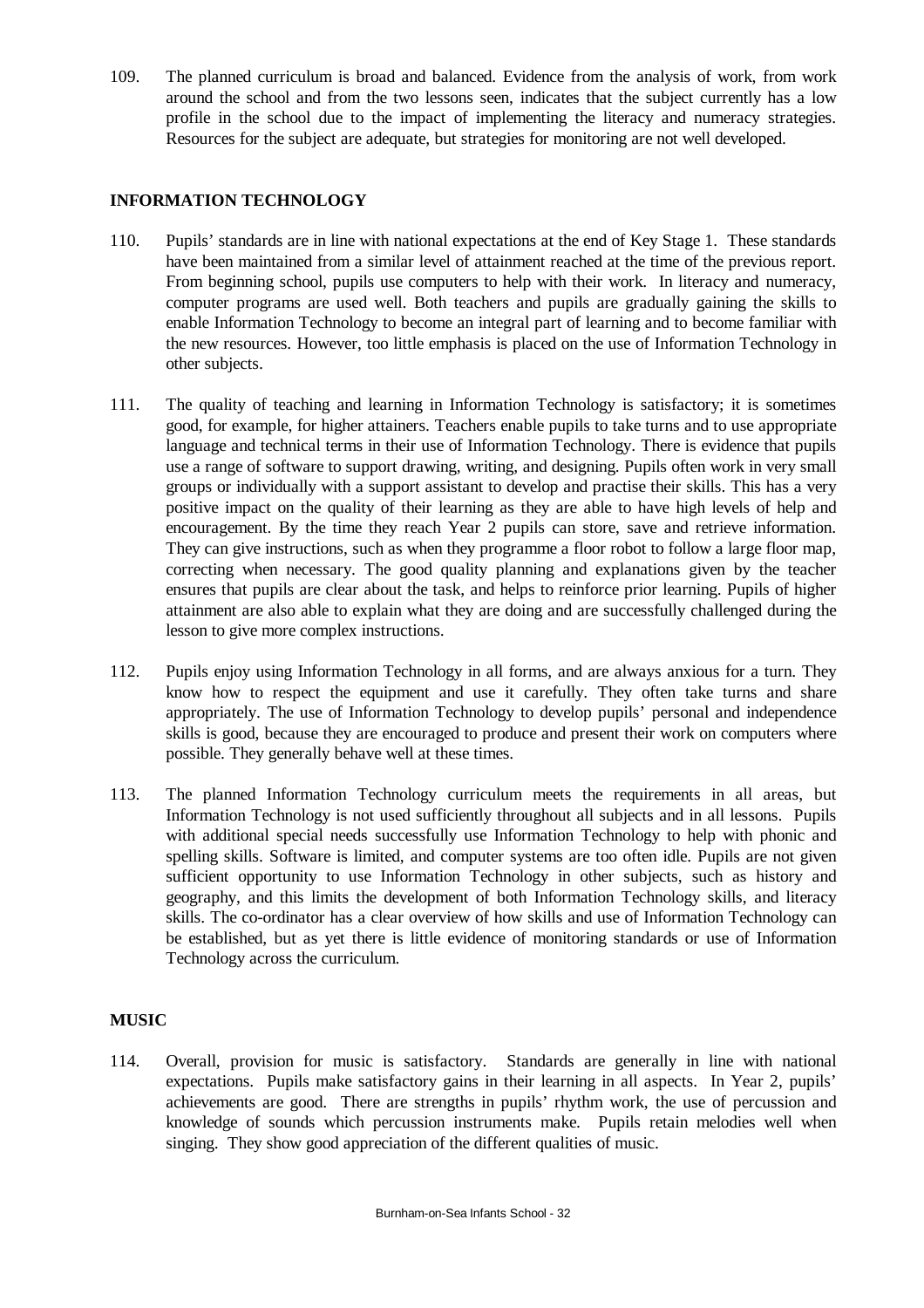109. The planned curriculum is broad and balanced. Evidence from the analysis of work, from work around the school and from the two lessons seen, indicates that the subject currently has a low profile in the school due to the impact of implementing the literacy and numeracy strategies. Resources for the subject are adequate, but strategies for monitoring are not well developed.

## INFORMATION TECHNOLOGY

110. Pupils' standards are in line with national expectations at the end of Key Stage 1. These standards have been maintained from a similar level of attainment reached at the time of the previous report. From beginning school, pupils use computers to help with their work. In literacy and numeracy, computer programs are used well. Both teachers and pupils are gradually gaining the skills to enable Information Technology to become an integral part of learning and to become familiar with the new resources. However, too little emphasis is placed on the use of Information Technology in other subjects.

111. The quality of teaching and learning in Information Technology is satisfactory; it is sometimes good, for example, for higher attainers. Teachers enable pupils to take turns and to use appropriate language and technical terms in their use of Information Technology. There is evidence that pupils use a range of software to support drawing, writing, and designing. Pupils often work in very small groups or individually with a support assistant to develop and practise their skills. This has a very positive impact on the quality of their learning as they are able to have high levels of help and encouragement. By the time they reach Year 2 pupils can store, save and retrieve information. They can give instructions, such as when they programme a floor robot to follow a large floor map, correcting when necessary. The good quality planning and explanations given by the teacher ensures that pupils are clear about the task, and helps to reinforce prior learning. Pupils of higher attainment are also able to explain what they are doing and are successfully challenged during the lesson to give more complex instructions.

112. Pupils enjoy using Information Technology in all forms, and are always anxious for a turn. They know how to respect the equipment and use it carefully. They often take turns and share appropriately. The use of Information Technology to develop pupils' personal and independence skills is good, because they are encouraged to produce and present their work on computers where possible. They generally behave well at these times.

113. The planned Information Technology curriculum meets the requirements in all areas, but Information Technology is not used sufficiently throughout all subjects and in all lessons. Pupils with additional special needs successfully use Information Technology to help with phonic and spelling skills. Software is limited, and computer systems are too often idle. Pupils are not given sufficient opportunity to use Information Technology in other subjects, such as history and geography, and this limits the development of both Information Technology skills, and literacy skills. The co-ordinator has a clear overview of how skills and use of Information Technology can be established, but as yet there is little evidence of monitoring standards or use of Information Technology across the curriculum.

## MUSIC

114. Overall, provision for music is satisfactory. Standards are generally in line with national expectations. Pupils make satisfactory gains in their learning in all aspects. In Year 2, pupils' achievements are good. There are strengths in pupils' rhythm work, the use of percussion and knowledge of sounds which percussion instruments make. Pupils retain melodies well when singing. They show good appreciation of the different qualities of music.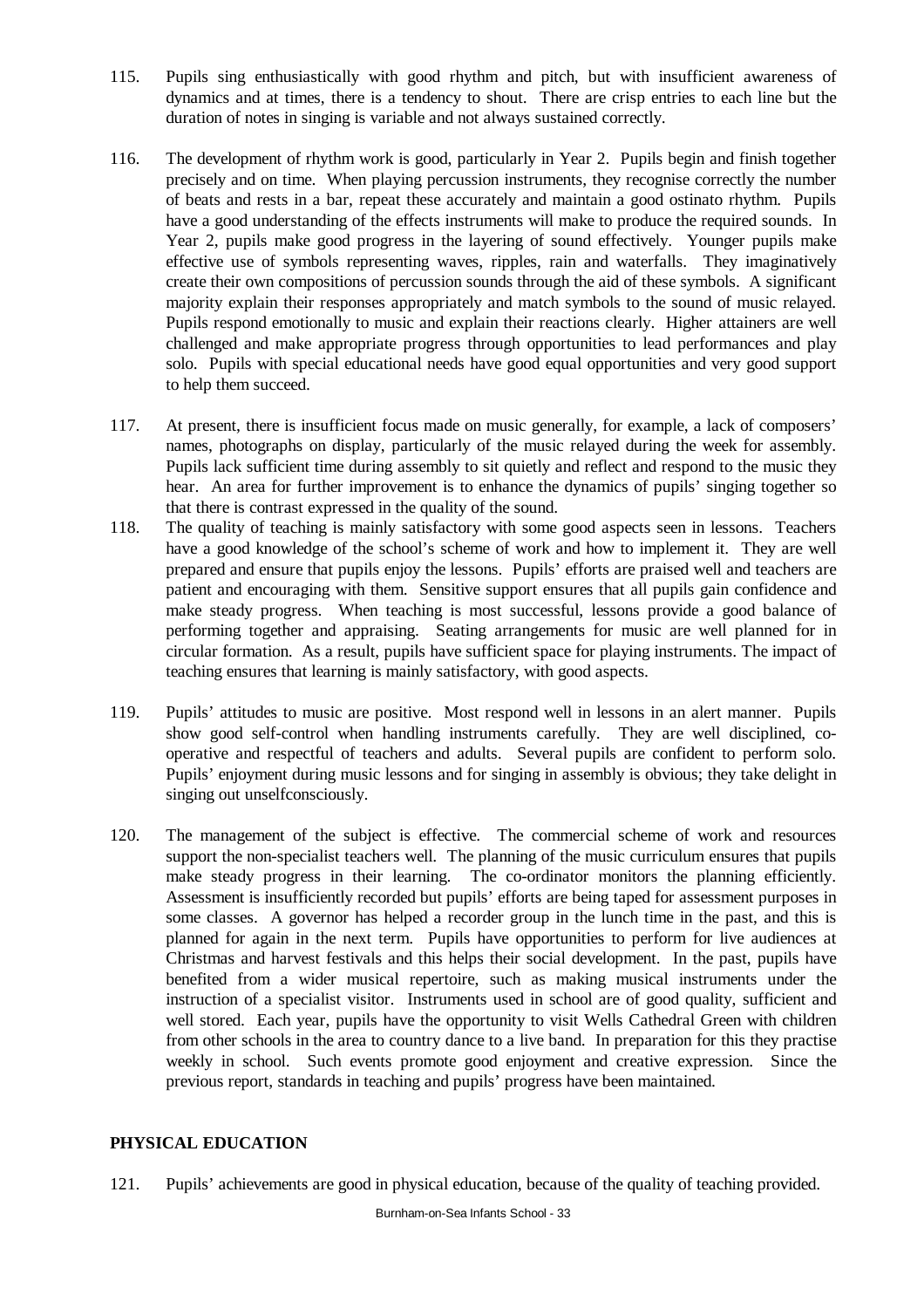115. Pupils sing enthusiastically with good rhythm and pitch, but with insufficient awareness of dynamics and at times, there is a tendency to shout. There are crisp entries to each line but the duration of notes in singing is variable and not always sustained correctly.

116. The development of rhythm work is good, particularly in Year 2. Pupils begin and finish together precisely and on time. When playing percussion instruments, they recognise correctly the number of beats and rests in a bar, repeat these accurately and maintain a good ostinato rhythm. Pupils have a good understanding of the effects instruments will make to produce the required sounds. In Year 2, pupils make good progress in the layering of sound effectively. Younger pupils make effective use of symbols representing waves, ripples, rain and waterfalls. They imaginatively create their own compositions of percussion sounds through the aid of these symbols. A significant majority explain their responses appropriately and match symbols to the sound of music relayed. Pupils respond emotionally to music and explain their reactions clearly. Higher attainers are well challenged and make appropriate progress through opportunities to lead performances and play solo. Pupils with special educational needs have good equal opportunities and very good support to help them succeed.

117. At present, there is insufficient focus made on music generally, for example, a lack of composers' names, photographs on display, particularly of the music relayed during the week for assembly. Pupils lack sufficient time during assembly to sit quietly and reflect and respond to the music they hear. An area for further improvement is to enhance the dynamics of pupils' singing together so that there is contrast expressed in the quality of the sound.

118. The quality of teaching is mainly satisfactory with some good aspects seen in lessons. Teachers have a good knowledge of the school's scheme of work and how to implement it. They are well prepared and ensure that pupils enjoy the lessons. Pupils' efforts are praised well and teachers are patient and encouraging with them. Sensitive support ensures that all pupils gain confidence and make steady progress. When teaching is most successful, lessons provide a good balance of performing together and appraising. Seating arrangements for music are well planned for in circular formation. As a result, pupils have sufficient space for playing instruments. The impact of teaching ensures that learning is mainly satisfactory, with good aspects.

119. Pupils' attitudes to music are positive. Most respond well in lessons in an alert manner. Pupils show good self-control when handling instruments carefully. They are well disciplined, co-operative and respectful of teachers and adults. Several pupils are confident to perform solo. Pupils' enjoyment during music lessons and for singing in assembly is obvious; they take delight in singing out unselfconsciously.

120. The management of the subject is effective. The commercial scheme of work and resources support the non-specialist teachers well. The planning of the music curriculum ensures that pupils make steady progress in their learning. The co-ordinator monitors the planning efficiently. Assessment is insufficiently recorded but pupils' efforts are being taped for assessment purposes in some classes. A governor has helped a recorder group in the lunch time in the past, and this is planned for again in the next term. Pupils have opportunities to perform for live audiences at Christmas and harvest festivals and this helps their social development. In the past, pupils have benefited from a wider musical repertoire, such as making musical instruments under the instruction of a specialist visitor. Instruments used in school are of good quality, sufficient and well stored. Each year, pupils have the opportunity to visit Wells Cathedral Green with children from other schools in the area to country dance to a live band. In preparation for this they practise weekly in school. Such events promote good enjoyment and creative expression. Since the previous report, standards in teaching and pupils' progress have been maintained.

## PHYSICAL EDUCATION

121. Pupils' achievements are good in physical education, because of the quality of teaching provided.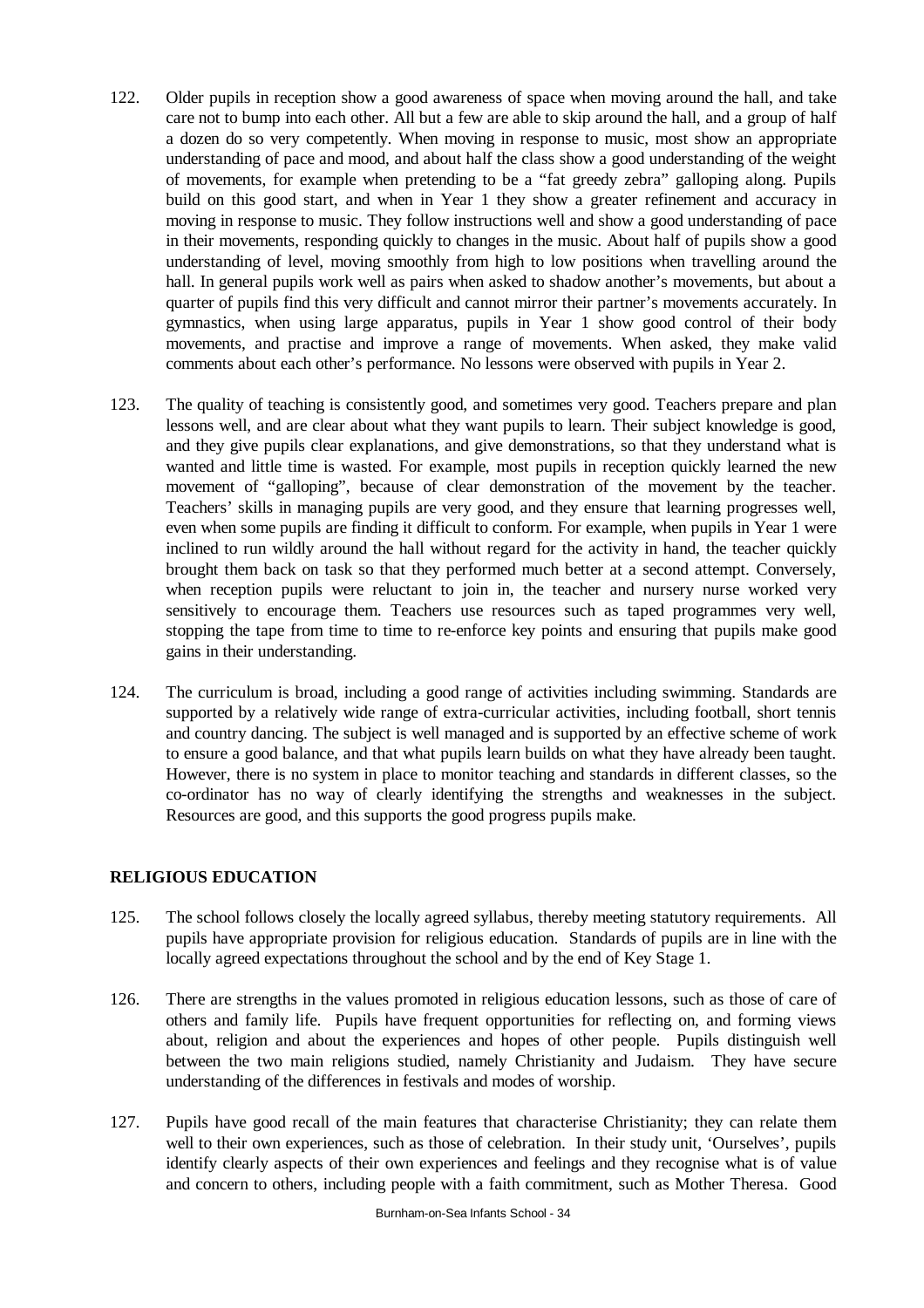122. Older pupils in reception show a good awareness of space when moving around the hall, and take care not to bump into each other. All but a few are able to skip around the hall, and a group of half a dozen do so very competently. When moving in response to music, most show an appropriate understanding of pace and mood, and about half the class show a good understanding of the weight of movements, for example when pretending to be a "fat greedy zebra" galloping along. Pupils build on this good start, and when in Year 1 they show a greater refinement and accuracy in moving in response to music. They follow instructions well and show a good understanding of pace in their movements, responding quickly to changes in the music. About half of pupils show a good understanding of level, moving smoothly from high to low positions when travelling around the hall. In general pupils work well as pairs when asked to shadow another's movements, but about a quarter of pupils find this very difficult and cannot mirror their partner's movements accurately. In gymnastics, when using large apparatus, pupils in Year 1 show good control of their body movements, and practise and improve a range of movements. When asked, they make valid comments about each other's performance. No lessons were observed with pupils in Year 2.

123. The quality of teaching is consistently good, and sometimes very good. Teachers prepare and plan lessons well, and are clear about what they want pupils to learn. Their subject knowledge is good, and they give pupils clear explanations, and give demonstrations, so that they understand what is wanted and little time is wasted. For example, most pupils in reception quickly learned the new movement of "galloping", because of clear demonstration of the movement by the teacher. Teachers' skills in managing pupils are very good, and they ensure that learning progresses well, even when some pupils are finding it difficult to conform. For example, when pupils in Year 1 were inclined to run wildly around the hall without regard for the activity in hand, the teacher quickly brought them back on task so that they performed much better at a second attempt. Conversely, when reception pupils were reluctant to join in, the teacher and nursery nurse worked very sensitively to encourage them. Teachers use resources such as taped programmes very well, stopping the tape from time to time to re-enforce key points and ensuring that pupils make good gains in their understanding.

124. The curriculum is broad, including a good range of activities including swimming. Standards are supported by a relatively wide range of extra-curricular activities, including football, short tennis and country dancing. The subject is well managed and is supported by an effective scheme of work to ensure a good balance, and that what pupils learn builds on what they have already been taught. However, there is no system in place to monitor teaching and standards in different classes, so the co-ordinator has no way of clearly identifying the strengths and weaknesses in the subject. Resources are good, and this supports the good progress pupils make.

## RELIGIOUS EDUCATION

125. The school follows closely the locally agreed syllabus, thereby meeting statutory requirements. All pupils have appropriate provision for religious education. Standards of pupils are in line with the locally agreed expectations throughout the school and by the end of Key Stage 1.

126. There are strengths in the values promoted in religious education lessons, such as those of care of others and family life. Pupils have frequent opportunities for reflecting on, and forming views about, religion and about the experiences and hopes of other people. Pupils distinguish well between the two main religions studied, namely Christianity and Judaism. They have secure understanding of the differences in festivals and modes of worship.

127. Pupils have good recall of the main features that characterise Christianity; they can relate them well to their own experiences, such as those of celebration. In their study unit, 'Ourselves', pupils identify clearly aspects of their own experiences and feelings and they recognise what is of value and concern to others, including people with a faith commitment, such as Mother Theresa. Good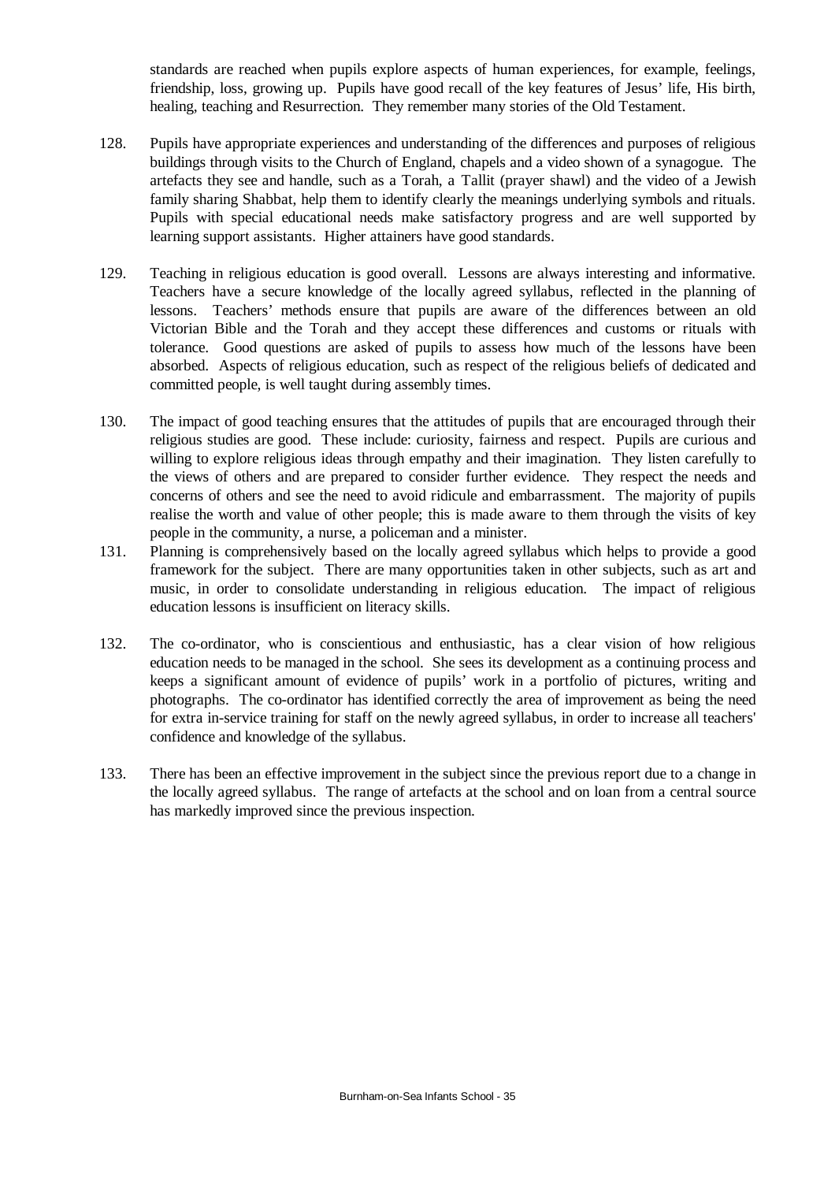standards are reached when pupils explore aspects of human experiences, for example, feelings, friendship, loss, growing up. Pupils have good recall of the key features of Jesus' life, His birth, healing, teaching and Resurrection. They remember many stories of the Old Testament.

128. Pupils have appropriate experiences and understanding of the differences and purposes of religious buildings through visits to the Church of England, chapels and a video shown of a synagogue. The artefacts they see and handle, such as a Torah, a Tallit (prayer shawl) and the video of a Jewish family sharing Shabbat, help them to identify clearly the meanings underlying symbols and rituals. Pupils with special educational needs make satisfactory progress and are well supported by learning support assistants. Higher attainers have good standards.

129. Teaching in religious education is good overall. Lessons are always interesting and informative. Teachers have a secure knowledge of the locally agreed syllabus, reflected in the planning of lessons. Teachers' methods ensure that pupils are aware of the differences between an old Victorian Bible and the Torah and they accept these differences and customs or rituals with tolerance. Good questions are asked of pupils to assess how much of the lessons have been absorbed. Aspects of religious education, such as respect of the religious beliefs of dedicated and committed people, is well taught during assembly times.

130. The impact of good teaching ensures that the attitudes of pupils that are encouraged through their religious studies are good. These include: curiosity, fairness and respect. Pupils are curious and willing to explore religious ideas through empathy and their imagination. They listen carefully to the views of others and are prepared to consider further evidence. They respect the needs and concerns of others and see the need to avoid ridicule and embarrassment. The majority of pupils realise the worth and value of other people; this is made aware to them through the visits of key people in the community, a nurse, a policeman and a minister.

131. Planning is comprehensively based on the locally agreed syllabus which helps to provide a good framework for the subject. There are many opportunities taken in other subjects, such as art and music, in order to consolidate understanding in religious education. The impact of religious education lessons is insufficient on literacy skills.

132. The co-ordinator, who is conscientious and enthusiastic, has a clear vision of how religious education needs to be managed in the school. She sees its development as a continuing process and keeps a significant amount of evidence of pupils' work in a portfolio of pictures, writing and photographs. The co-ordinator has identified correctly the area of improvement as being the need for extra in-service training for staff on the newly agreed syllabus, in order to increase all teachers' confidence and knowledge of the syllabus.

133. There has been an effective improvement in the subject since the previous report due to a change in the locally agreed syllabus. The range of artefacts at the school and on loan from a central source has markedly improved since the previous inspection.